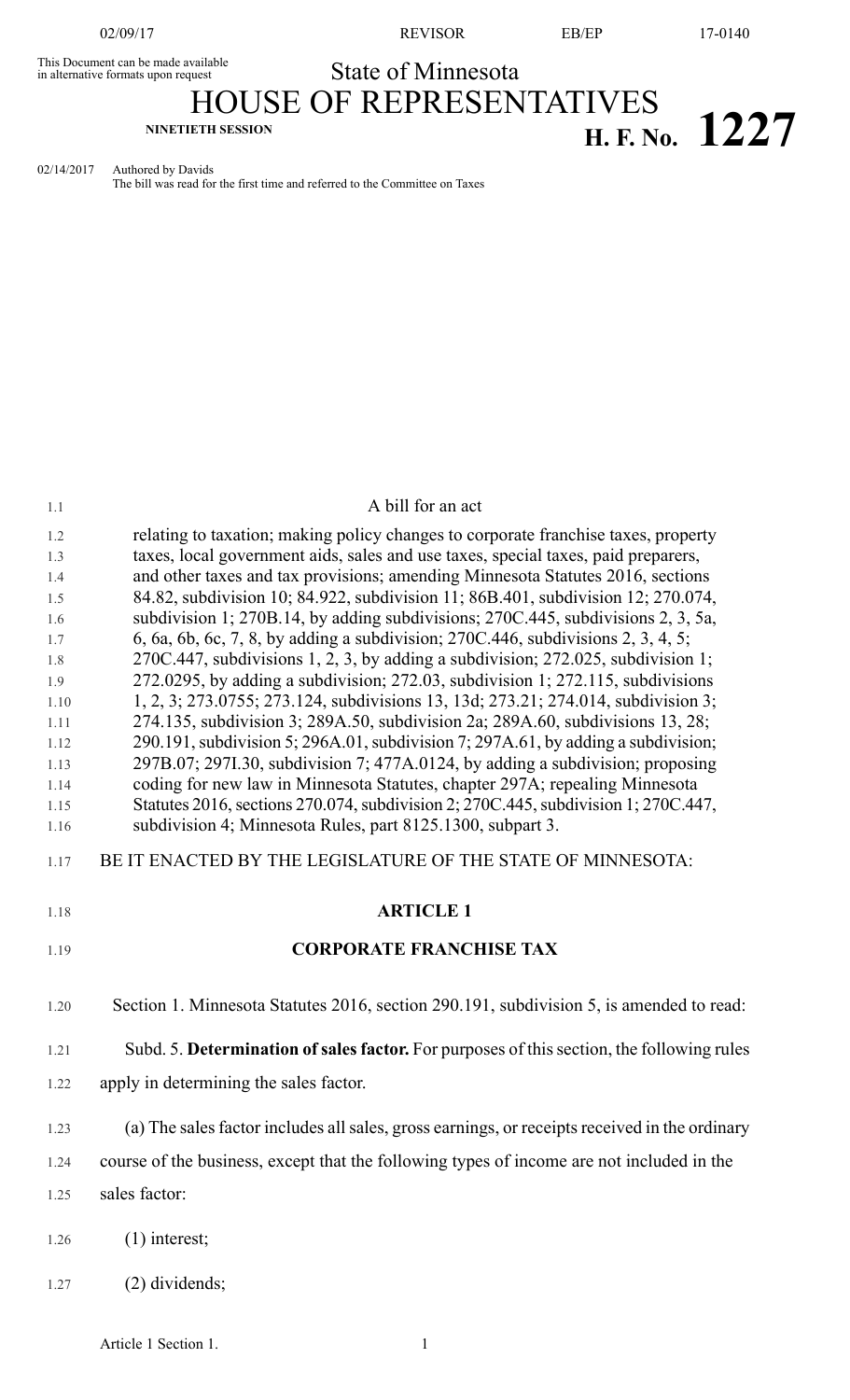This Document can be made available in alternative formats upon request

# State of Minnesota
# HOUSE OF REPRESENTATIVES

**NINETIETH SESSION** **H. F. No. 1227**

02/14/2017 Authored by Davids
The bill was read for the first time and referred to the Committee on Taxes

A bill for an act

relating to taxation; making policy changes to corporate franchise taxes, property taxes, local government aids, sales and use taxes, special taxes, paid preparers, and other taxes and tax provisions; amending Minnesota Statutes 2016, sections 84.82, subdivision 10; 84.922, subdivision 11; 86B.401, subdivision 12; 270.074, subdivision 1; 270B.14, by adding subdivisions; 270C.445, subdivisions 2, 3, 5a, 6, 6a, 6b, 6c, 7, 8, by adding a subdivision; 270C.446, subdivisions 2, 3, 4, 5; 270C.447, subdivisions 1, 2, 3, by adding a subdivision; 272.025, subdivision 1; 272.0295, by adding a subdivision; 272.03, subdivision 1; 272.115, subdivisions 1, 2, 3; 273.0755; 273.124, subdivisions 13, 13d; 273.21; 274.014, subdivision 3; 274.135, subdivision 3; 289A.50, subdivision 2a; 289A.60, subdivisions 13, 28; 290.191, subdivision 5; 296A.01, subdivision 7; 297A.61, by adding a subdivision; 297B.07; 297I.30, subdivision 7; 477A.0124, by adding a subdivision; proposing coding for new law in Minnesota Statutes, chapter 297A; repealing Minnesota Statutes 2016, sections 270.074, subdivision 2; 270C.445, subdivision 1; 270C.447, subdivision 4; Minnesota Rules, part 8125.1300, subpart 3.

BE IT ENACTED BY THE LEGISLATURE OF THE STATE OF MINNESOTA:

## ARTICLE 1

## CORPORATE FRANCHISE TAX

Section 1. Minnesota Statutes 2016, section 290.191, subdivision 5, is amended to read:

Subd. 5. **Determination of sales factor.** For purposes of this section, the following rules apply in determining the sales factor.

(a) The sales factor includes all sales, gross earnings, or receipts received in the ordinary course of the business, except that the following types of income are not included in the sales factor:

(1) interest;

(2) dividends;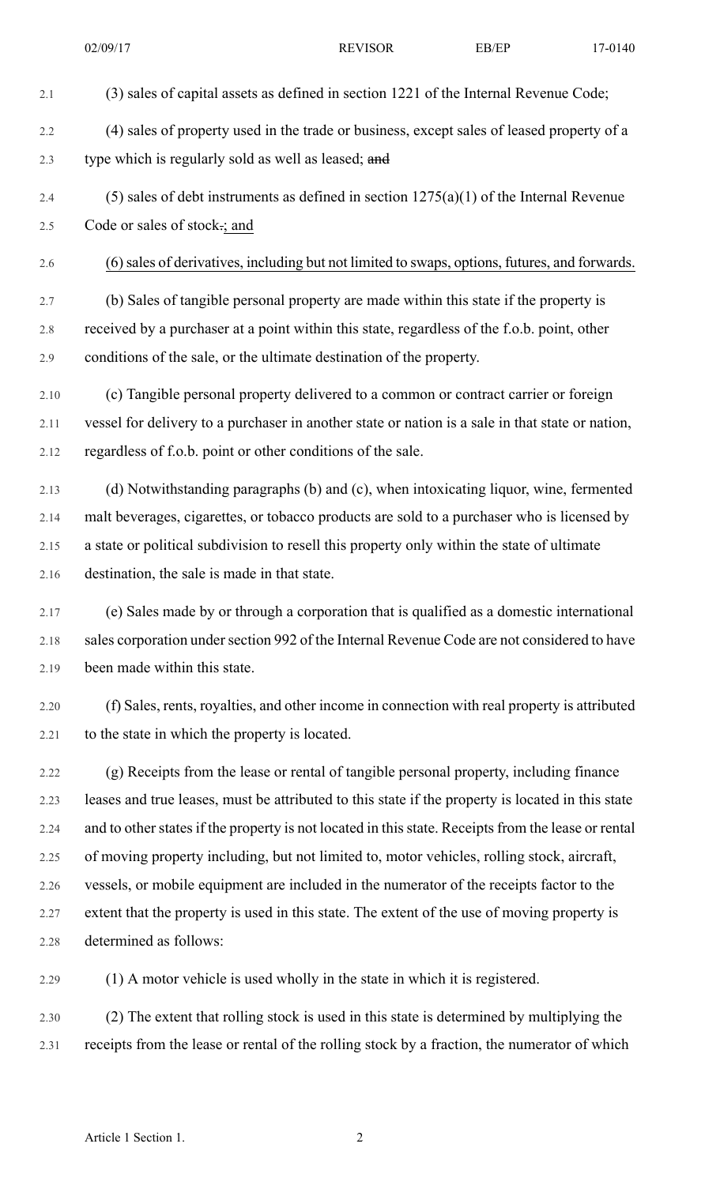(3) sales of capital assets as defined in section 1221 of the Internal Revenue Code;

(4) sales of property used in the trade or business, except sales of leased property of a type which is regularly sold as well as leased; ~~and~~

(5) sales of debt instruments as defined in section 1275(a)(1) of the Internal Revenue Code or sales of stock~~.~~; and

(6) sales of derivatives, including but not limited to swaps, options, futures, and forwards.

(b) Sales of tangible personal property are made within this state if the property is received by a purchaser at a point within this state, regardless of the f.o.b. point, other conditions of the sale, or the ultimate destination of the property.

(c) Tangible personal property delivered to a common or contract carrier or foreign vessel for delivery to a purchaser in another state or nation is a sale in that state or nation, regardless of f.o.b. point or other conditions of the sale.

(d) Notwithstanding paragraphs (b) and (c), when intoxicating liquor, wine, fermented malt beverages, cigarettes, or tobacco products are sold to a purchaser who is licensed by a state or political subdivision to resell this property only within the state of ultimate destination, the sale is made in that state.

(e) Sales made by or through a corporation that is qualified as a domestic international sales corporation under section 992 of the Internal Revenue Code are not considered to have been made within this state.

(f) Sales, rents, royalties, and other income in connection with real property is attributed to the state in which the property is located.

(g) Receipts from the lease or rental of tangible personal property, including finance leases and true leases, must be attributed to this state if the property is located in this state and to other states if the property is not located in this state. Receipts from the lease or rental of moving property including, but not limited to, motor vehicles, rolling stock, aircraft, vessels, or mobile equipment are included in the numerator of the receipts factor to the extent that the property is used in this state. The extent of the use of moving property is determined as follows:

(1) A motor vehicle is used wholly in the state in which it is registered.

(2) The extent that rolling stock is used in this state is determined by multiplying the receipts from the lease or rental of the rolling stock by a fraction, the numerator of which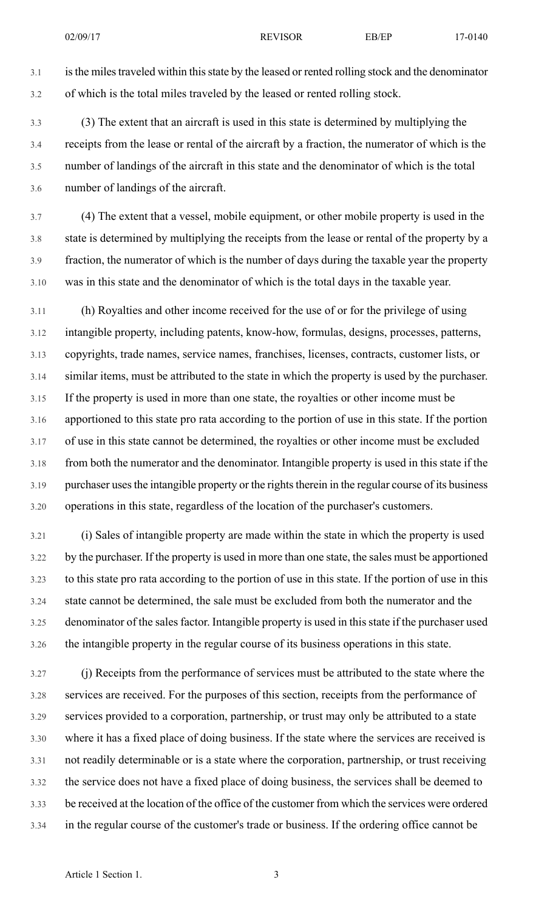is the miles traveled within this state by the leased or rented rolling stock and the denominator of which is the total miles traveled by the leased or rented rolling stock.

(3) The extent that an aircraft is used in this state is determined by multiplying the receipts from the lease or rental of the aircraft by a fraction, the numerator of which is the number of landings of the aircraft in this state and the denominator of which is the total number of landings of the aircraft.

(4) The extent that a vessel, mobile equipment, or other mobile property is used in the state is determined by multiplying the receipts from the lease or rental of the property by a fraction, the numerator of which is the number of days during the taxable year the property was in this state and the denominator of which is the total days in the taxable year.

(h) Royalties and other income received for the use of or for the privilege of using intangible property, including patents, know-how, formulas, designs, processes, patterns, copyrights, trade names, service names, franchises, licenses, contracts, customer lists, or similar items, must be attributed to the state in which the property is used by the purchaser. If the property is used in more than one state, the royalties or other income must be apportioned to this state pro rata according to the portion of use in this state. If the portion of use in this state cannot be determined, the royalties or other income must be excluded from both the numerator and the denominator. Intangible property is used in this state if the purchaser uses the intangible property or the rights therein in the regular course of its business operations in this state, regardless of the location of the purchaser's customers.

(i) Sales of intangible property are made within the state in which the property is used by the purchaser. If the property is used in more than one state, the sales must be apportioned to this state pro rata according to the portion of use in this state. If the portion of use in this state cannot be determined, the sale must be excluded from both the numerator and the denominator of the sales factor. Intangible property is used in this state if the purchaser used the intangible property in the regular course of its business operations in this state.

(j) Receipts from the performance of services must be attributed to the state where the services are received. For the purposes of this section, receipts from the performance of services provided to a corporation, partnership, or trust may only be attributed to a state where it has a fixed place of doing business. If the state where the services are received is not readily determinable or is a state where the corporation, partnership, or trust receiving the service does not have a fixed place of doing business, the services shall be deemed to be received at the location of the office of the customer from which the services were ordered in the regular course of the customer's trade or business. If the ordering office cannot be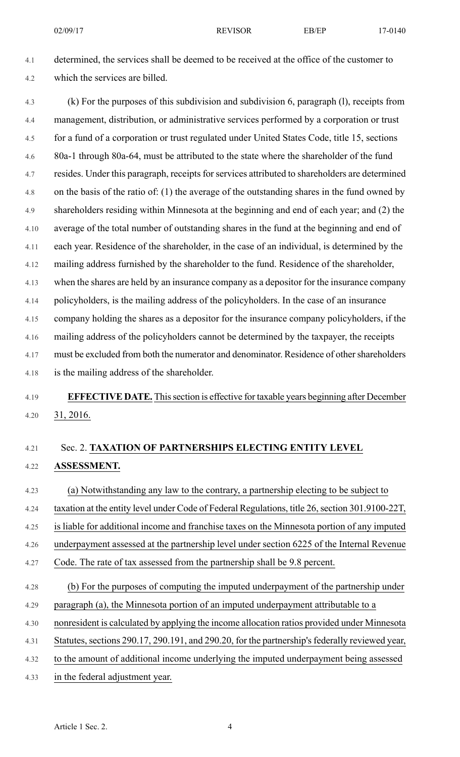determined, the services shall be deemed to be received at the office of the customer to which the services are billed.

(k) For the purposes of this subdivision and subdivision 6, paragraph (l), receipts from management, distribution, or administrative services performed by a corporation or trust for a fund of a corporation or trust regulated under United States Code, title 15, sections 80a-1 through 80a-64, must be attributed to the state where the shareholder of the fund resides. Under this paragraph, receipts for services attributed to shareholders are determined on the basis of the ratio of: (1) the average of the outstanding shares in the fund owned by shareholders residing within Minnesota at the beginning and end of each year; and (2) the average of the total number of outstanding shares in the fund at the beginning and end of each year. Residence of the shareholder, in the case of an individual, is determined by the mailing address furnished by the shareholder to the fund. Residence of the shareholder, when the shares are held by an insurance company as a depositor for the insurance company policyholders, is the mailing address of the policyholders. In the case of an insurance company holding the shares as a depositor for the insurance company policyholders, if the mailing address of the policyholders cannot be determined by the taxpayer, the receipts must be excluded from both the numerator and denominator. Residence of other shareholders is the mailing address of the shareholder.

**EFFECTIVE DATE.** This section is effective for taxable years beginning after December 31, 2016.

Sec. 2. **TAXATION OF PARTNERSHIPS ELECTING ENTITY LEVEL ASSESSMENT.**

(a) Notwithstanding any law to the contrary, a partnership electing to be subject to taxation at the entity level under Code of Federal Regulations, title 26, section 301.9100-22T, is liable for additional income and franchise taxes on the Minnesota portion of any imputed underpayment assessed at the partnership level under section 6225 of the Internal Revenue Code. The rate of tax assessed from the partnership shall be 9.8 percent.

(b) For the purposes of computing the imputed underpayment of the partnership under paragraph (a), the Minnesota portion of an imputed underpayment attributable to a nonresident is calculated by applying the income allocation ratios provided under Minnesota Statutes, sections 290.17, 290.191, and 290.20, for the partnership's federally reviewed year, to the amount of additional income underlying the imputed underpayment being assessed in the federal adjustment year.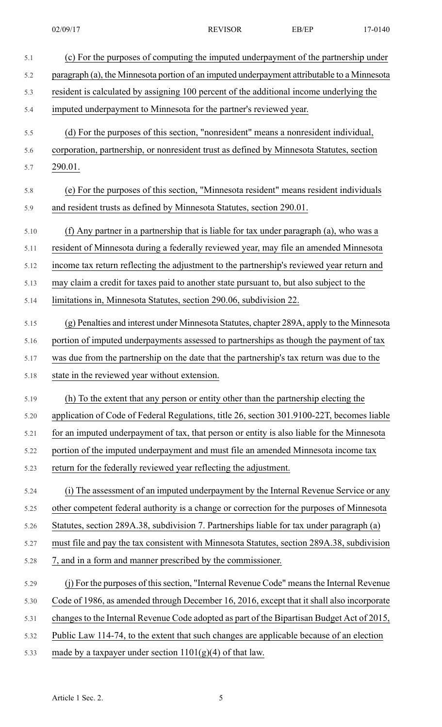(c) For the purposes of computing the imputed underpayment of the partnership under paragraph (a), the Minnesota portion of an imputed underpayment attributable to a Minnesota resident is calculated by assigning 100 percent of the additional income underlying the imputed underpayment to Minnesota for the partner's reviewed year.

(d) For the purposes of this section, "nonresident" means a nonresident individual, corporation, partnership, or nonresident trust as defined by Minnesota Statutes, section 290.01.

(e) For the purposes of this section, "Minnesota resident" means resident individuals and resident trusts as defined by Minnesota Statutes, section 290.01.

(f) Any partner in a partnership that is liable for tax under paragraph (a), who was a resident of Minnesota during a federally reviewed year, may file an amended Minnesota income tax return reflecting the adjustment to the partnership's reviewed year return and may claim a credit for taxes paid to another state pursuant to, but also subject to the limitations in, Minnesota Statutes, section 290.06, subdivision 22.

(g) Penalties and interest under Minnesota Statutes, chapter 289A, apply to the Minnesota portion of imputed underpayments assessed to partnerships as though the payment of tax was due from the partnership on the date that the partnership's tax return was due to the state in the reviewed year without extension.

(h) To the extent that any person or entity other than the partnership electing the application of Code of Federal Regulations, title 26, section 301.9100-22T, becomes liable for an imputed underpayment of tax, that person or entity is also liable for the Minnesota portion of the imputed underpayment and must file an amended Minnesota income tax return for the federally reviewed year reflecting the adjustment.

(i) The assessment of an imputed underpayment by the Internal Revenue Service or any other competent federal authority is a change or correction for the purposes of Minnesota Statutes, section 289A.38, subdivision 7. Partnerships liable for tax under paragraph (a) must file and pay the tax consistent with Minnesota Statutes, section 289A.38, subdivision 7, and in a form and manner prescribed by the commissioner.

(j) For the purposes of this section, "Internal Revenue Code" means the Internal Revenue Code of 1986, as amended through December 16, 2016, except that it shall also incorporate changes to the Internal Revenue Code adopted as part of the Bipartisan Budget Act of 2015, Public Law 114-74, to the extent that such changes are applicable because of an election made by a taxpayer under section 1101(g)(4) of that law.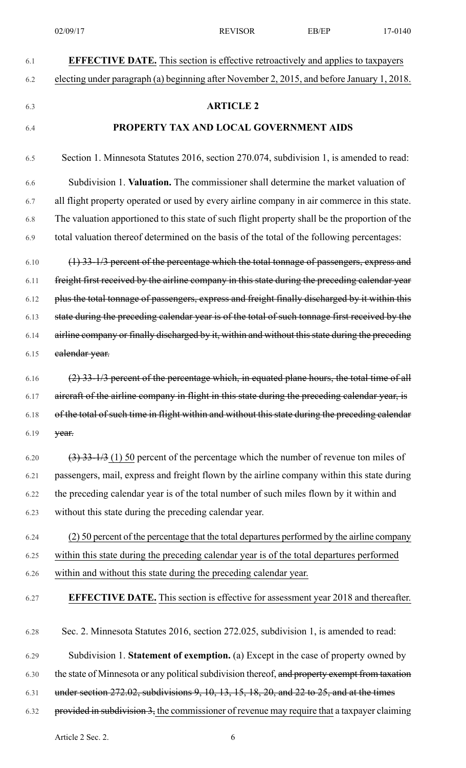**EFFECTIVE DATE.** This section is effective retroactively and applies to taxpayers electing under paragraph (a) beginning after November 2, 2015, and before January 1, 2018.

## ARTICLE 2

## PROPERTY TAX AND LOCAL GOVERNMENT AIDS

Section 1. Minnesota Statutes 2016, section 270.074, subdivision 1, is amended to read:

Subdivision 1. **Valuation.** The commissioner shall determine the market valuation of all flight property operated or used by every airline company in air commerce in this state. The valuation apportioned to this state of such flight property shall be the proportion of the total valuation thereof determined on the basis of the total of the following percentages:

~~(1) 33-1/3 percent of the percentage which the total tonnage of passengers, express and freight first received by the airline company in this state during the preceding calendar year plus the total tonnage of passengers, express and freight finally discharged by it within this state during the preceding calendar year is of the total of such tonnage first received by the airline company or finally discharged by it, within and without this state during the preceding calendar year.~~

~~(2) 33-1/3 percent of the percentage which, in equated plane hours, the total time of all aircraft of the airline company in flight in this state during the preceding calendar year, is of the total of such time in flight within and without this state during the preceding calendar year.~~

~~(3) 33-1/3~~ (1) 50 percent of the percentage which the number of revenue ton miles of passengers, mail, express and freight flown by the airline company within this state during the preceding calendar year is of the total number of such miles flown by it within and without this state during the preceding calendar year.

(2) 50 percent of the percentage that the total departures performed by the airline company within this state during the preceding calendar year is of the total departures performed within and without this state during the preceding calendar year.

**EFFECTIVE DATE.** This section is effective for assessment year 2018 and thereafter.

Sec. 2. Minnesota Statutes 2016, section 272.025, subdivision 1, is amended to read:

Subdivision 1. **Statement of exemption.** (a) Except in the case of property owned by the state of Minnesota or any political subdivision thereof, ~~and property exempt from taxation under section 272.02, subdivisions 9, 10, 13, 15, 18, 20, and 22 to 25, and at the times provided in subdivision 3,~~ the commissioner of revenue may require that a taxpayer claiming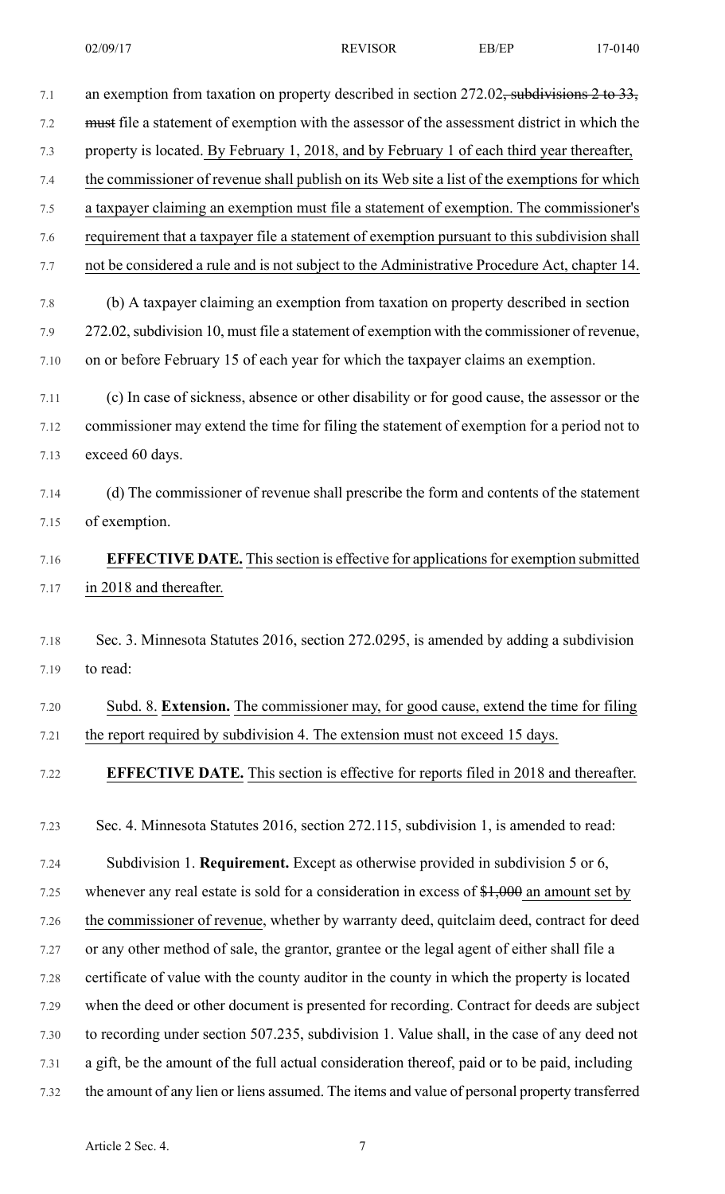an exemption from taxation on property described in section 272.02~~, subdivisions 2 to 33,~~ ~~must~~ file a statement of exemption with the assessor of the assessment district in which the property is located. By February 1, 2018, and by February 1 of each third year thereafter, the commissioner of revenue shall publish on its Web site a list of the exemptions for which a taxpayer claiming an exemption must file a statement of exemption. The commissioner's requirement that a taxpayer file a statement of exemption pursuant to this subdivision shall not be considered a rule and is not subject to the Administrative Procedure Act, chapter 14.

(b) A taxpayer claiming an exemption from taxation on property described in section 272.02, subdivision 10, must file a statement of exemption with the commissioner of revenue, on or before February 15 of each year for which the taxpayer claims an exemption.

(c) In case of sickness, absence or other disability or for good cause, the assessor or the commissioner may extend the time for filing the statement of exemption for a period not to exceed 60 days.

(d) The commissioner of revenue shall prescribe the form and contents of the statement of exemption.

**EFFECTIVE DATE.** This section is effective for applications for exemption submitted in 2018 and thereafter.

Sec. 3. Minnesota Statutes 2016, section 272.0295, is amended by adding a subdivision to read:

Subd. 8. **Extension.** The commissioner may, for good cause, extend the time for filing the report required by subdivision 4. The extension must not exceed 15 days.

**EFFECTIVE DATE.** This section is effective for reports filed in 2018 and thereafter.

Sec. 4. Minnesota Statutes 2016, section 272.115, subdivision 1, is amended to read:

Subdivision 1. **Requirement.** Except as otherwise provided in subdivision 5 or 6, whenever any real estate is sold for a consideration in excess of ~~$1,000~~ an amount set by the commissioner of revenue, whether by warranty deed, quitclaim deed, contract for deed or any other method of sale, the grantor, grantee or the legal agent of either shall file a certificate of value with the county auditor in the county in which the property is located when the deed or other document is presented for recording. Contract for deeds are subject to recording under section 507.235, subdivision 1. Value shall, in the case of any deed not a gift, be the amount of the full actual consideration thereof, paid or to be paid, including the amount of any lien or liens assumed. The items and value of personal property transferred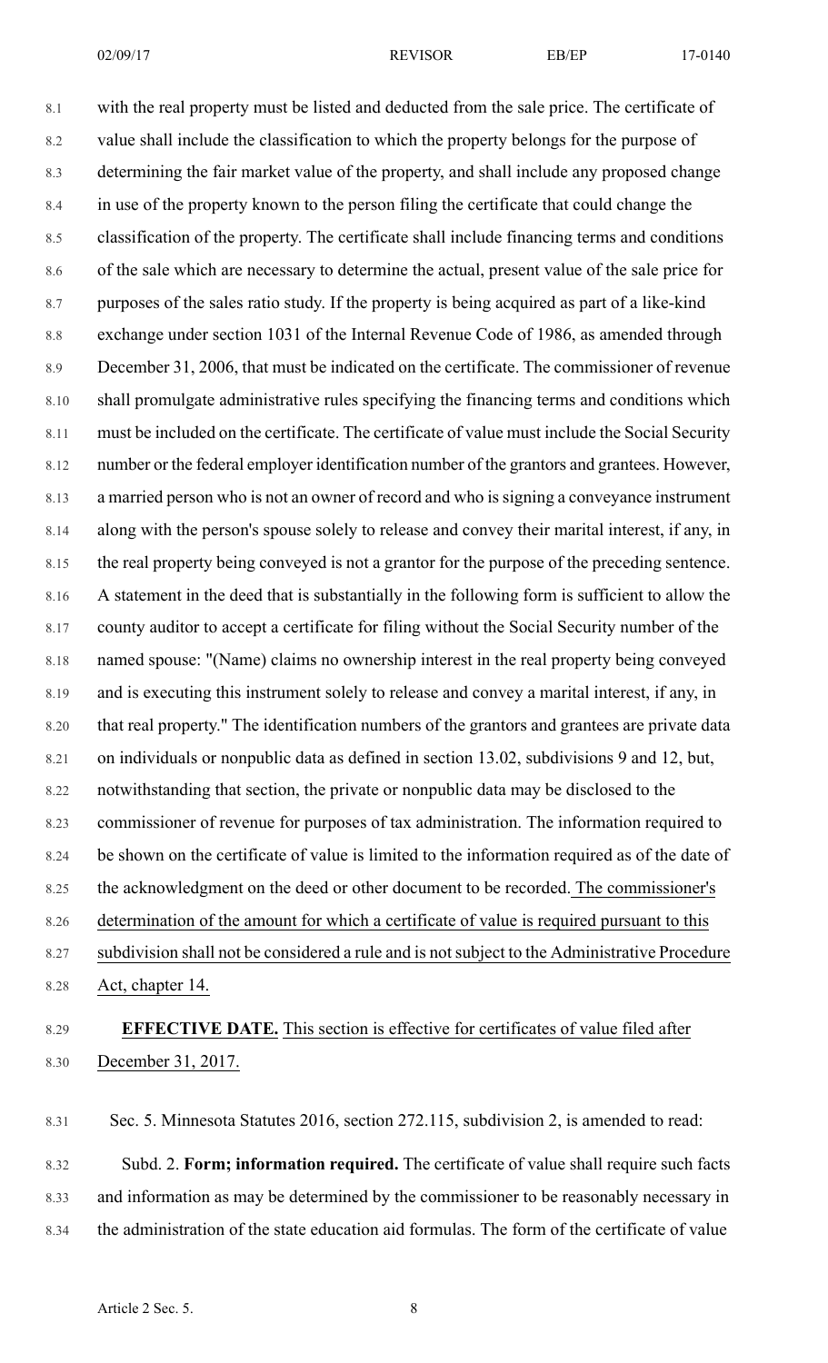with the real property must be listed and deducted from the sale price. The certificate of value shall include the classification to which the property belongs for the purpose of determining the fair market value of the property, and shall include any proposed change in use of the property known to the person filing the certificate that could change the classification of the property. The certificate shall include financing terms and conditions of the sale which are necessary to determine the actual, present value of the sale price for purposes of the sales ratio study. If the property is being acquired as part of a like-kind exchange under section 1031 of the Internal Revenue Code of 1986, as amended through December 31, 2006, that must be indicated on the certificate. The commissioner of revenue shall promulgate administrative rules specifying the financing terms and conditions which must be included on the certificate. The certificate of value must include the Social Security number or the federal employer identification number of the grantors and grantees. However, a married person who is not an owner of record and who is signing a conveyance instrument along with the person's spouse solely to release and convey their marital interest, if any, in the real property being conveyed is not a grantor for the purpose of the preceding sentence. A statement in the deed that is substantially in the following form is sufficient to allow the county auditor to accept a certificate for filing without the Social Security number of the named spouse: "(Name) claims no ownership interest in the real property being conveyed and is executing this instrument solely to release and convey a marital interest, if any, in that real property." The identification numbers of the grantors and grantees are private data on individuals or nonpublic data as defined in section 13.02, subdivisions 9 and 12, but, notwithstanding that section, the private or nonpublic data may be disclosed to the commissioner of revenue for purposes of tax administration. The information required to be shown on the certificate of value is limited to the information required as of the date of the acknowledgment on the deed or other document to be recorded. The commissioner's determination of the amount for which a certificate of value is required pursuant to this subdivision shall not be considered a rule and is not subject to the Administrative Procedure Act, chapter 14.

**EFFECTIVE DATE.** This section is effective for certificates of value filed after December 31, 2017.

Sec. 5. Minnesota Statutes 2016, section 272.115, subdivision 2, is amended to read:

Subd. 2. **Form; information required.** The certificate of value shall require such facts and information as may be determined by the commissioner to be reasonably necessary in the administration of the state education aid formulas. The form of the certificate of value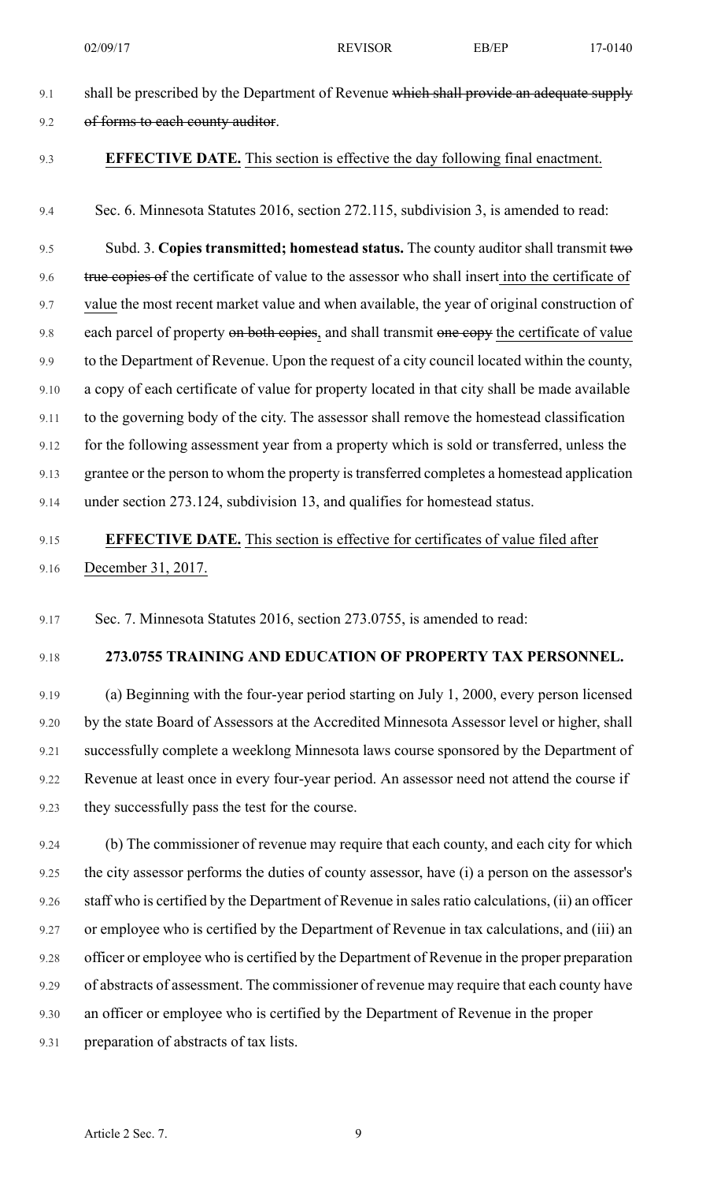shall be prescribed by the Department of Revenue ~~which shall provide an adequate supply of forms to each county auditor~~.

**EFFECTIVE DATE.** This section is effective the day following final enactment.

Sec. 6. Minnesota Statutes 2016, section 272.115, subdivision 3, is amended to read:

Subd. 3. **Copies transmitted; homestead status.** The county auditor shall transmit ~~two true copies of~~ the certificate of value to the assessor who shall insert into the certificate of value the most recent market value and when available, the year of original construction of each parcel of property ~~on both copies~~, and shall transmit ~~one copy~~ the certificate of value to the Department of Revenue. Upon the request of a city council located within the county, a copy of each certificate of value for property located in that city shall be made available to the governing body of the city. The assessor shall remove the homestead classification for the following assessment year from a property which is sold or transferred, unless the grantee or the person to whom the property is transferred completes a homestead application under section 273.124, subdivision 13, and qualifies for homestead status.

**EFFECTIVE DATE.** This section is effective for certificates of value filed after December 31, 2017.

Sec. 7. Minnesota Statutes 2016, section 273.0755, is amended to read:

**273.0755 TRAINING AND EDUCATION OF PROPERTY TAX PERSONNEL.**

(a) Beginning with the four-year period starting on July 1, 2000, every person licensed by the state Board of Assessors at the Accredited Minnesota Assessor level or higher, shall successfully complete a weeklong Minnesota laws course sponsored by the Department of Revenue at least once in every four-year period. An assessor need not attend the course if they successfully pass the test for the course.

(b) The commissioner of revenue may require that each county, and each city for which the city assessor performs the duties of county assessor, have (i) a person on the assessor's staff who is certified by the Department of Revenue in sales ratio calculations, (ii) an officer or employee who is certified by the Department of Revenue in tax calculations, and (iii) an officer or employee who is certified by the Department of Revenue in the proper preparation of abstracts of assessment. The commissioner of revenue may require that each county have an officer or employee who is certified by the Department of Revenue in the proper preparation of abstracts of tax lists.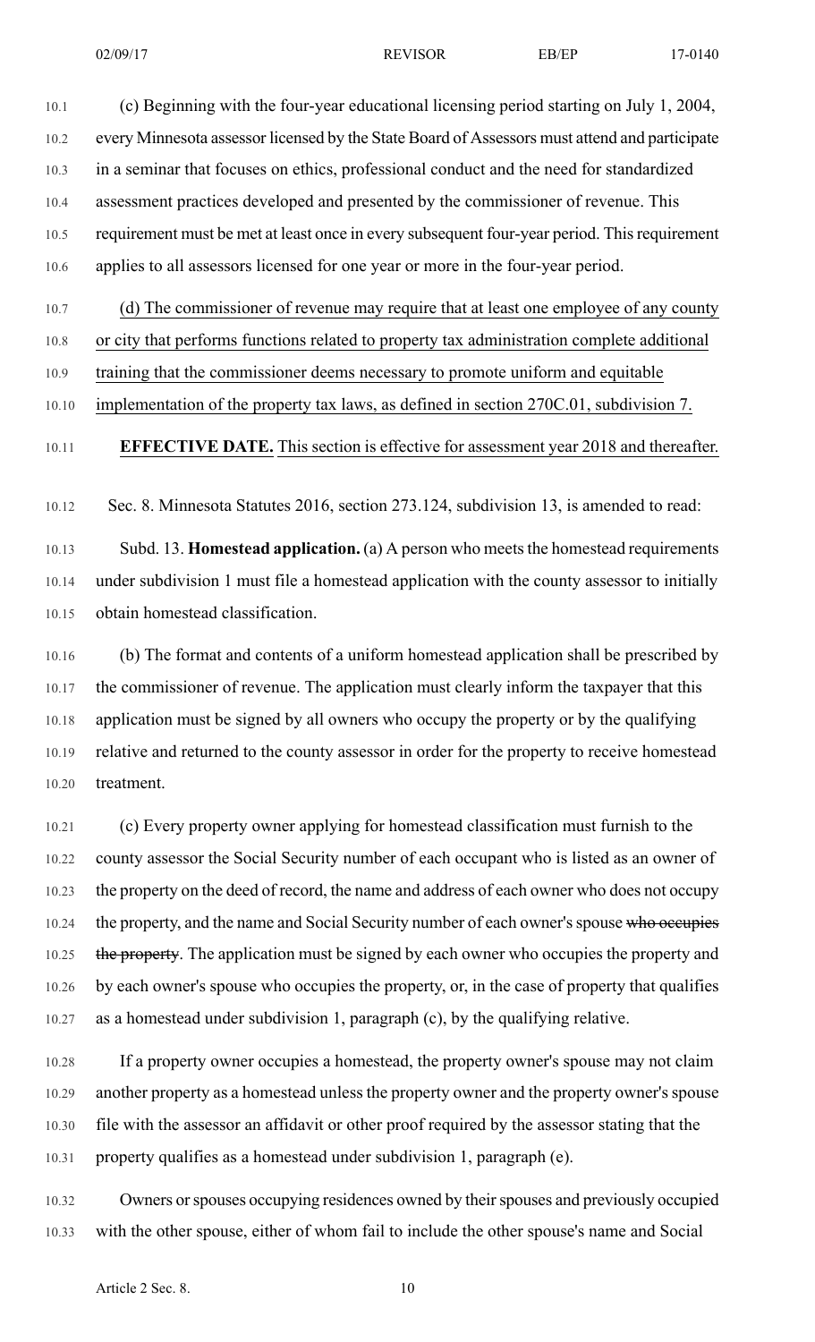(c) Beginning with the four-year educational licensing period starting on July 1, 2004, every Minnesota assessor licensed by the State Board of Assessors must attend and participate in a seminar that focuses on ethics, professional conduct and the need for standardized assessment practices developed and presented by the commissioner of revenue. This requirement must be met at least once in every subsequent four-year period. This requirement applies to all assessors licensed for one year or more in the four-year period.

(d) The commissioner of revenue may require that at least one employee of any county or city that performs functions related to property tax administration complete additional training that the commissioner deems necessary to promote uniform and equitable implementation of the property tax laws, as defined in section 270C.01, subdivision 7.

**EFFECTIVE DATE.** This section is effective for assessment year 2018 and thereafter.

Sec. 8. Minnesota Statutes 2016, section 273.124, subdivision 13, is amended to read:

Subd. 13. **Homestead application.** (a) A person who meets the homestead requirements under subdivision 1 must file a homestead application with the county assessor to initially obtain homestead classification.

(b) The format and contents of a uniform homestead application shall be prescribed by the commissioner of revenue. The application must clearly inform the taxpayer that this application must be signed by all owners who occupy the property or by the qualifying relative and returned to the county assessor in order for the property to receive homestead treatment.

(c) Every property owner applying for homestead classification must furnish to the county assessor the Social Security number of each occupant who is listed as an owner of the property on the deed of record, the name and address of each owner who does not occupy the property, and the name and Social Security number of each owner's spouse ~~who occupies the property~~. The application must be signed by each owner who occupies the property and by each owner's spouse who occupies the property, or, in the case of property that qualifies as a homestead under subdivision 1, paragraph (c), by the qualifying relative.

If a property owner occupies a homestead, the property owner's spouse may not claim another property as a homestead unless the property owner and the property owner's spouse file with the assessor an affidavit or other proof required by the assessor stating that the property qualifies as a homestead under subdivision 1, paragraph (e).

Owners or spouses occupying residences owned by their spouses and previously occupied with the other spouse, either of whom fail to include the other spouse's name and Social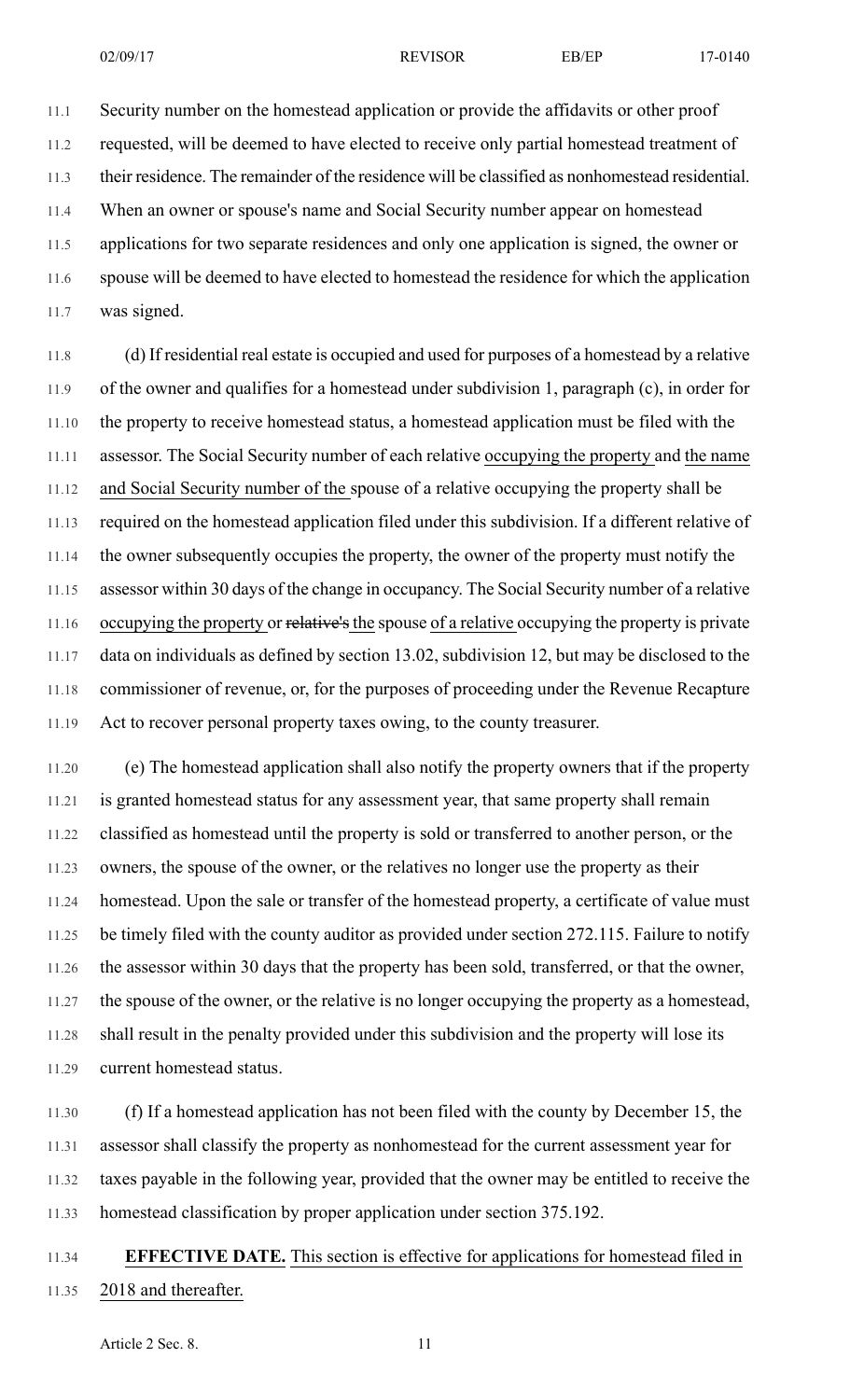Security number on the homestead application or provide the affidavits or other proof requested, will be deemed to have elected to receive only partial homestead treatment of their residence. The remainder of the residence will be classified as nonhomestead residential. When an owner or spouse's name and Social Security number appear on homestead applications for two separate residences and only one application is signed, the owner or spouse will be deemed to have elected to homestead the residence for which the application was signed.

(d) If residential real estate is occupied and used for purposes of a homestead by a relative of the owner and qualifies for a homestead under subdivision 1, paragraph (c), in order for the property to receive homestead status, a homestead application must be filed with the assessor. The Social Security number of each relative occupying the property and the name and Social Security number of the spouse of a relative occupying the property shall be required on the homestead application filed under this subdivision. If a different relative of the owner subsequently occupies the property, the owner of the property must notify the assessor within 30 days of the change in occupancy. The Social Security number of a relative occupying the property or ~~relative's~~ the spouse of a relative occupying the property is private data on individuals as defined by section 13.02, subdivision 12, but may be disclosed to the commissioner of revenue, or, for the purposes of proceeding under the Revenue Recapture Act to recover personal property taxes owing, to the county treasurer.

(e) The homestead application shall also notify the property owners that if the property is granted homestead status for any assessment year, that same property shall remain classified as homestead until the property is sold or transferred to another person, or the owners, the spouse of the owner, or the relatives no longer use the property as their homestead. Upon the sale or transfer of the homestead property, a certificate of value must be timely filed with the county auditor as provided under section 272.115. Failure to notify the assessor within 30 days that the property has been sold, transferred, or that the owner, the spouse of the owner, or the relative is no longer occupying the property as a homestead, shall result in the penalty provided under this subdivision and the property will lose its current homestead status.

(f) If a homestead application has not been filed with the county by December 15, the assessor shall classify the property as nonhomestead for the current assessment year for taxes payable in the following year, provided that the owner may be entitled to receive the homestead classification by proper application under section 375.192.

**EFFECTIVE DATE.** This section is effective for applications for homestead filed in 2018 and thereafter.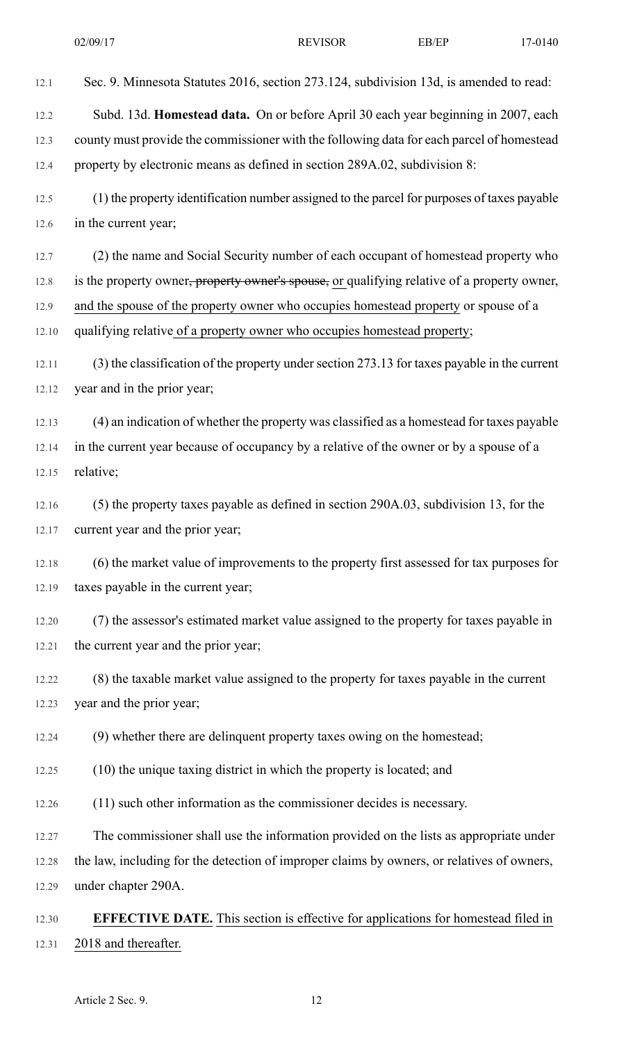Sec. 9. Minnesota Statutes 2016, section 273.124, subdivision 13d, is amended to read:

Subd. 13d. **Homestead data.** On or before April 30 each year beginning in 2007, each county must provide the commissioner with the following data for each parcel of homestead property by electronic means as defined in section 289A.02, subdivision 8:

(1) the property identification number assigned to the parcel for purposes of taxes payable in the current year;

(2) the name and Social Security number of each occupant of homestead property who is the property owner~~, property owner's spouse,~~ or qualifying relative of a property owner, and the spouse of the property owner who occupies homestead property or spouse of a qualifying relative of a property owner who occupies homestead property;

(3) the classification of the property under section 273.13 for taxes payable in the current year and in the prior year;

(4) an indication of whether the property was classified as a homestead for taxes payable in the current year because of occupancy by a relative of the owner or by a spouse of a relative;

(5) the property taxes payable as defined in section 290A.03, subdivision 13, for the current year and the prior year;

(6) the market value of improvements to the property first assessed for tax purposes for taxes payable in the current year;

(7) the assessor's estimated market value assigned to the property for taxes payable in the current year and the prior year;

(8) the taxable market value assigned to the property for taxes payable in the current year and the prior year;

(9) whether there are delinquent property taxes owing on the homestead;

(10) the unique taxing district in which the property is located; and

(11) such other information as the commissioner decides is necessary.

The commissioner shall use the information provided on the lists as appropriate under the law, including for the detection of improper claims by owners, or relatives of owners, under chapter 290A.

**EFFECTIVE DATE.** This section is effective for applications for homestead filed in 2018 and thereafter.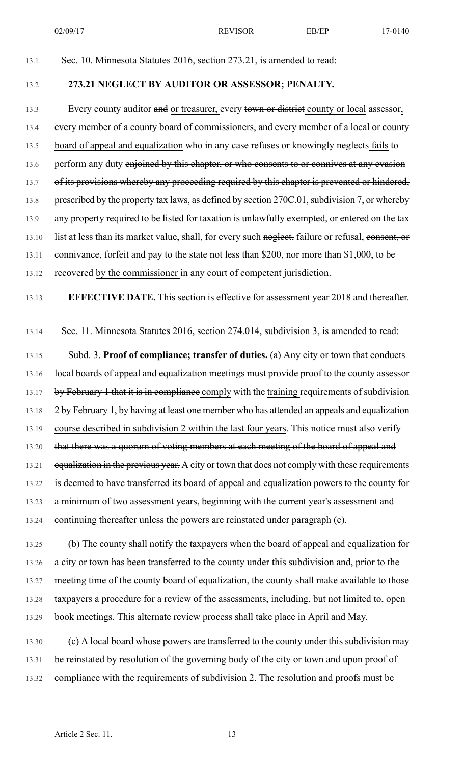Sec. 10. Minnesota Statutes 2016, section 273.21, is amended to read:

**273.21 NEGLECT BY AUDITOR OR ASSESSOR; PENALTY.**

Every county auditor ~~and~~ or treasurer, every ~~town or district~~ county or local assessor, every member of a county board of commissioners, and every member of a local or county board of appeal and equalization who in any case refuses or knowingly ~~neglects~~ fails to perform any duty ~~enjoined by this chapter, or who consents to or connives at any evasion of its provisions whereby any proceeding required by this chapter is prevented or hindered,~~ prescribed by the property tax laws, as defined by section 270C.01, subdivision 7, or whereby any property required to be listed for taxation is unlawfully exempted, or entered on the tax list at less than its market value, shall, for every such ~~neglect,~~ failure or refusal, ~~consent, or connivance,~~ forfeit and pay to the state not less than $200, nor more than $1,000, to be recovered by the commissioner in any court of competent jurisdiction.

**EFFECTIVE DATE.** This section is effective for assessment year 2018 and thereafter.

Sec. 11. Minnesota Statutes 2016, section 274.014, subdivision 3, is amended to read:

Subd. 3. **Proof of compliance; transfer of duties.** (a) Any city or town that conducts local boards of appeal and equalization meetings must ~~provide proof to the county assessor by February 1 that it is in compliance~~ comply with the training requirements of subdivision 2 by February 1, by having at least one member who has attended an appeals and equalization course described in subdivision 2 within the last four years. ~~This notice must also verify that there was a quorum of voting members at each meeting of the board of appeal and equalization in the previous year.~~ A city or town that does not comply with these requirements is deemed to have transferred its board of appeal and equalization powers to the county for a minimum of two assessment years, beginning with the current year's assessment and continuing thereafter unless the powers are reinstated under paragraph (c).

(b) The county shall notify the taxpayers when the board of appeal and equalization for a city or town has been transferred to the county under this subdivision and, prior to the meeting time of the county board of equalization, the county shall make available to those taxpayers a procedure for a review of the assessments, including, but not limited to, open book meetings. This alternate review process shall take place in April and May.

(c) A local board whose powers are transferred to the county under this subdivision may be reinstated by resolution of the governing body of the city or town and upon proof of compliance with the requirements of subdivision 2. The resolution and proofs must be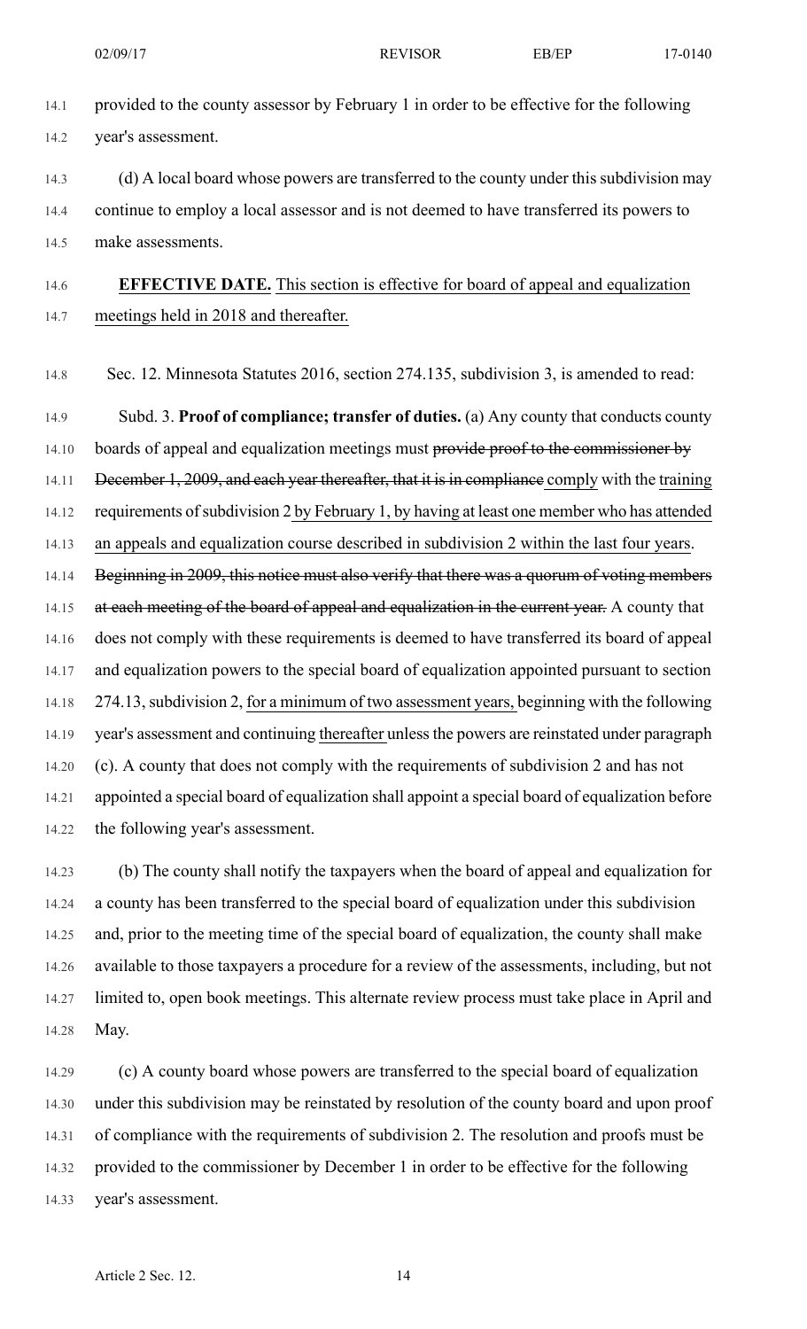provided to the county assessor by February 1 in order to be effective for the following year's assessment.

(d) A local board whose powers are transferred to the county under this subdivision may continue to employ a local assessor and is not deemed to have transferred its powers to make assessments.

**EFFECTIVE DATE.** This section is effective for board of appeal and equalization meetings held in 2018 and thereafter.

Sec. 12. Minnesota Statutes 2016, section 274.135, subdivision 3, is amended to read:

Subd. 3. **Proof of compliance; transfer of duties.** (a) Any county that conducts county boards of appeal and equalization meetings must ~~provide proof to the commissioner by December 1, 2009, and each year thereafter, that it is in compliance~~ comply with the training requirements of subdivision 2 by February 1, by having at least one member who has attended an appeals and equalization course described in subdivision 2 within the last four years. ~~Beginning in 2009, this notice must also verify that there was a quorum of voting members at each meeting of the board of appeal and equalization in the current year.~~ A county that does not comply with these requirements is deemed to have transferred its board of appeal and equalization powers to the special board of equalization appointed pursuant to section 274.13, subdivision 2, for a minimum of two assessment years, beginning with the following year's assessment and continuing thereafter unless the powers are reinstated under paragraph (c). A county that does not comply with the requirements of subdivision 2 and has not appointed a special board of equalization shall appoint a special board of equalization before the following year's assessment.

(b) The county shall notify the taxpayers when the board of appeal and equalization for a county has been transferred to the special board of equalization under this subdivision and, prior to the meeting time of the special board of equalization, the county shall make available to those taxpayers a procedure for a review of the assessments, including, but not limited to, open book meetings. This alternate review process must take place in April and May.

(c) A county board whose powers are transferred to the special board of equalization under this subdivision may be reinstated by resolution of the county board and upon proof of compliance with the requirements of subdivision 2. The resolution and proofs must be provided to the commissioner by December 1 in order to be effective for the following year's assessment.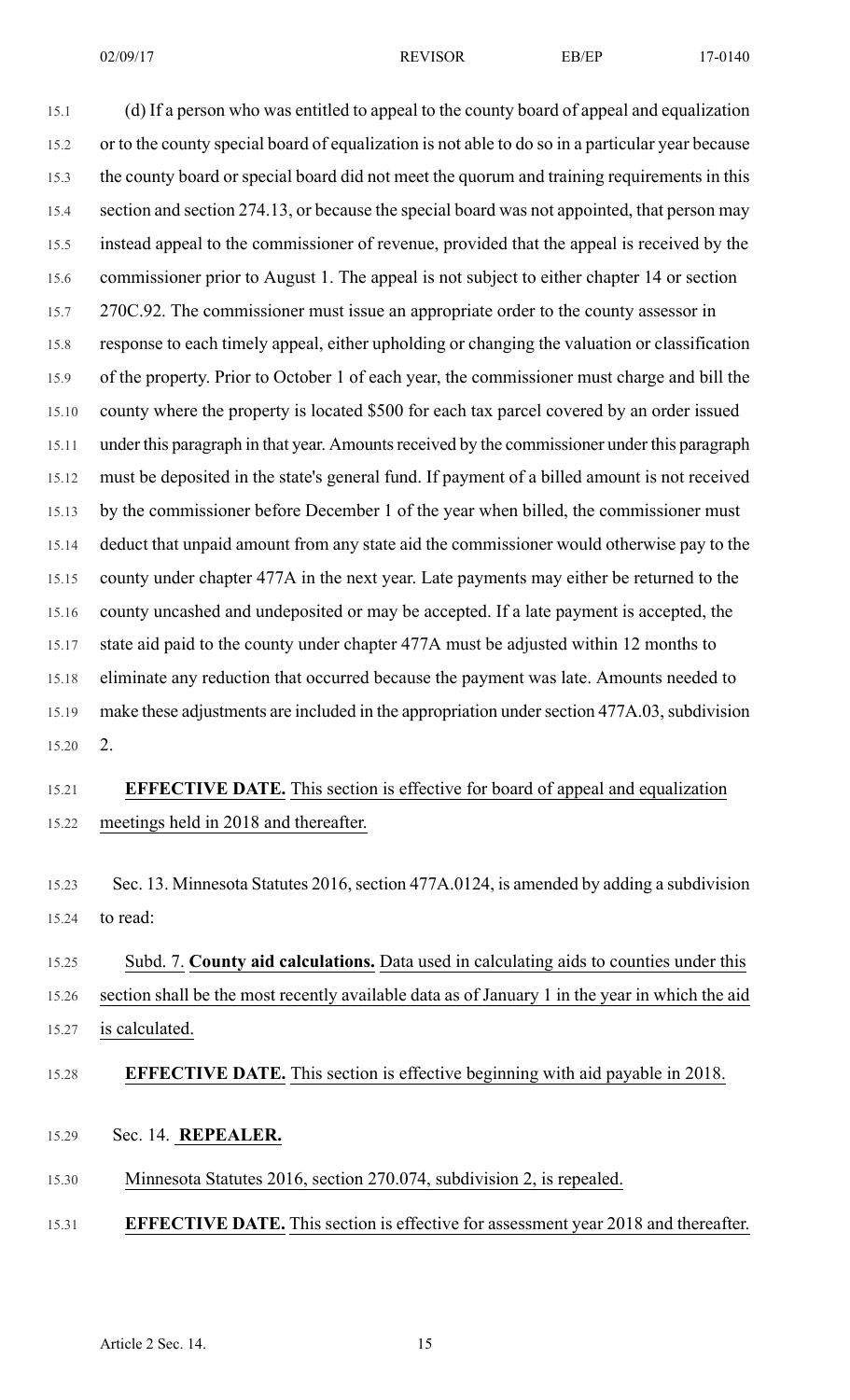(d) If a person who was entitled to appeal to the county board of appeal and equalization or to the county special board of equalization is not able to do so in a particular year because the county board or special board did not meet the quorum and training requirements in this section and section 274.13, or because the special board was not appointed, that person may instead appeal to the commissioner of revenue, provided that the appeal is received by the commissioner prior to August 1. The appeal is not subject to either chapter 14 or section 270C.92. The commissioner must issue an appropriate order to the county assessor in response to each timely appeal, either upholding or changing the valuation or classification of the property. Prior to October 1 of each year, the commissioner must charge and bill the county where the property is located $500 for each tax parcel covered by an order issued under this paragraph in that year. Amounts received by the commissioner under this paragraph must be deposited in the state's general fund. If payment of a billed amount is not received by the commissioner before December 1 of the year when billed, the commissioner must deduct that unpaid amount from any state aid the commissioner would otherwise pay to the county under chapter 477A in the next year. Late payments may either be returned to the county uncashed and undeposited or may be accepted. If a late payment is accepted, the state aid paid to the county under chapter 477A must be adjusted within 12 months to eliminate any reduction that occurred because the payment was late. Amounts needed to make these adjustments are included in the appropriation under section 477A.03, subdivision 2.

**EFFECTIVE DATE.** This section is effective for board of appeal and equalization meetings held in 2018 and thereafter.

Sec. 13. Minnesota Statutes 2016, section 477A.0124, is amended by adding a subdivision to read:

Subd. 7. **County aid calculations.** Data used in calculating aids to counties under this section shall be the most recently available data as of January 1 in the year in which the aid is calculated.

**EFFECTIVE DATE.** This section is effective beginning with aid payable in 2018.

Sec. 14. **REPEALER.**

Minnesota Statutes 2016, section 270.074, subdivision 2, is repealed.

**EFFECTIVE DATE.** This section is effective for assessment year 2018 and thereafter.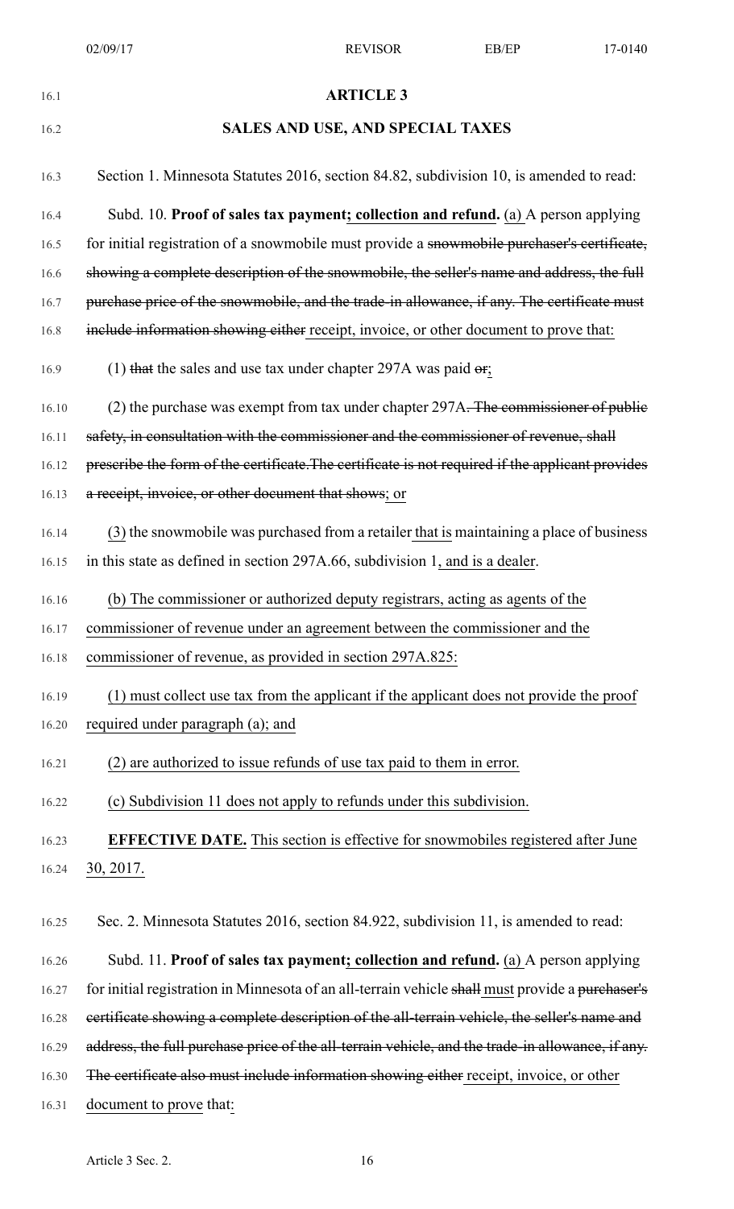## ARTICLE 3

## SALES AND USE, AND SPECIAL TAXES

Section 1. Minnesota Statutes 2016, section 84.82, subdivision 10, is amended to read:

Subd. 10. **Proof of sales tax payment; collection and refund.** (a) A person applying for initial registration of a snowmobile must provide a snowmobile purchaser's certificate, showing a complete description of the snowmobile, the seller's name and address, the full purchase price of the snowmobile, and the trade-in allowance, if any. The certificate must include information showing either receipt, invoice, or other document to prove that:

(1) that the sales and use tax under chapter 297A was paid or;

(2) the purchase was exempt from tax under chapter 297A. The commissioner of public safety, in consultation with the commissioner and the commissioner of revenue, shall prescribe the form of the certificate. The certificate is not required if the applicant provides a receipt, invoice, or other document that shows; or

(3) the snowmobile was purchased from a retailer that is maintaining a place of business in this state as defined in section 297A.66, subdivision 1, and is a dealer.

(b) The commissioner or authorized deputy registrars, acting as agents of the commissioner of revenue under an agreement between the commissioner and the commissioner of revenue, as provided in section 297A.825:

(1) must collect use tax from the applicant if the applicant does not provide the proof required under paragraph (a); and

(2) are authorized to issue refunds of use tax paid to them in error.

(c) Subdivision 11 does not apply to refunds under this subdivision.

**EFFECTIVE DATE.** This section is effective for snowmobiles registered after June 30, 2017.

Sec. 2. Minnesota Statutes 2016, section 84.922, subdivision 11, is amended to read:

Subd. 11. **Proof of sales tax payment; collection and refund.** (a) A person applying for initial registration in Minnesota of an all-terrain vehicle shall must provide a purchaser's certificate showing a complete description of the all-terrain vehicle, the seller's name and address, the full purchase price of the all-terrain vehicle, and the trade-in allowance, if any. The certificate also must include information showing either receipt, invoice, or other document to prove that: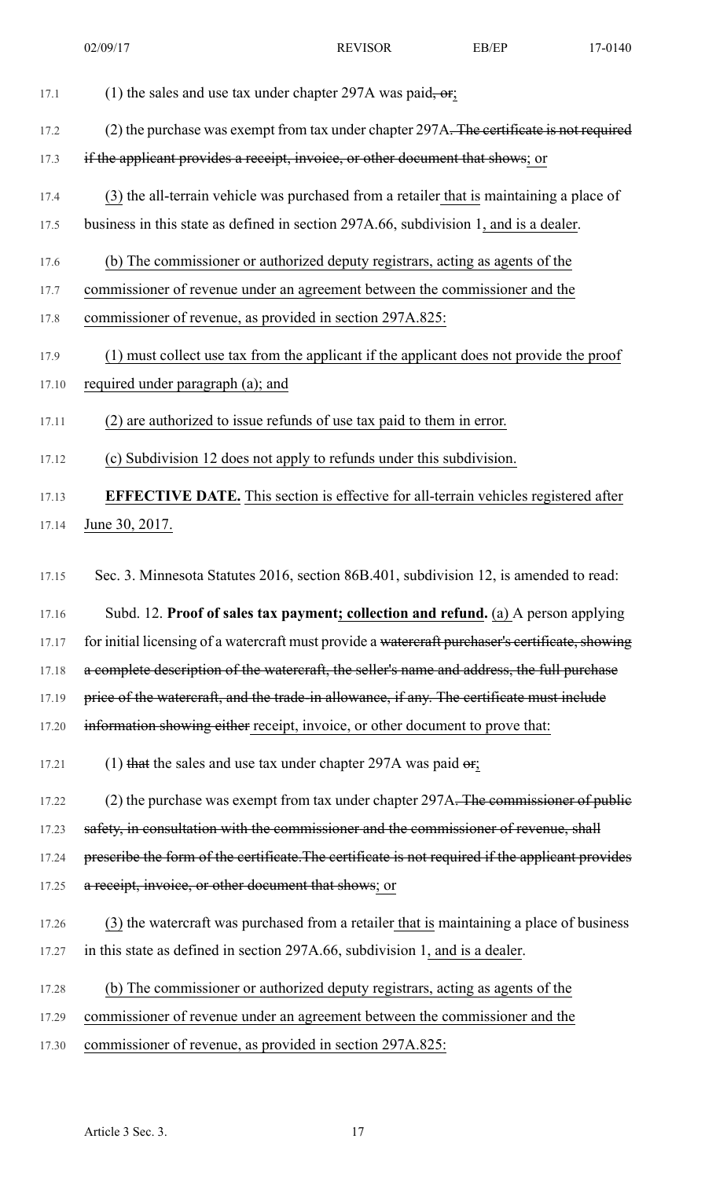(1) the sales and use tax under chapter 297A was paid~~, or~~;

(2) the purchase was exempt from tax under chapter 297A~~. The certificate is not required if the applicant provides a receipt, invoice, or other document that shows~~; or

(3) the all-terrain vehicle was purchased from a retailer that is maintaining a place of business in this state as defined in section 297A.66, subdivision 1, and is a dealer.

(b) The commissioner or authorized deputy registrars, acting as agents of the commissioner of revenue under an agreement between the commissioner and the commissioner of revenue, as provided in section 297A.825:

(1) must collect use tax from the applicant if the applicant does not provide the proof required under paragraph (a); and

(2) are authorized to issue refunds of use tax paid to them in error.

(c) Subdivision 12 does not apply to refunds under this subdivision.

**EFFECTIVE DATE.** This section is effective for all-terrain vehicles registered after June 30, 2017.

Sec. 3. Minnesota Statutes 2016, section 86B.401, subdivision 12, is amended to read:

Subd. 12. **Proof of sales tax payment; collection and refund.** (a) A person applying for initial licensing of a watercraft must provide a ~~watercraft purchaser's certificate, showing a complete description of the watercraft, the seller's name and address, the full purchase price of the watercraft, and the trade-in allowance, if any. The certificate must include information showing either~~ receipt, invoice, or other document to prove that:

(1) ~~that~~ the sales and use tax under chapter 297A was paid ~~or~~;

(2) the purchase was exempt from tax under chapter 297A~~. The commissioner of public safety, in consultation with the commissioner and the commissioner of revenue, shall prescribe the form of the certificate.The certificate is not required if the applicant provides a receipt, invoice, or other document that shows~~; or

(3) the watercraft was purchased from a retailer that is maintaining a place of business in this state as defined in section 297A.66, subdivision 1, and is a dealer.

(b) The commissioner or authorized deputy registrars, acting as agents of the commissioner of revenue under an agreement between the commissioner and the commissioner of revenue, as provided in section 297A.825: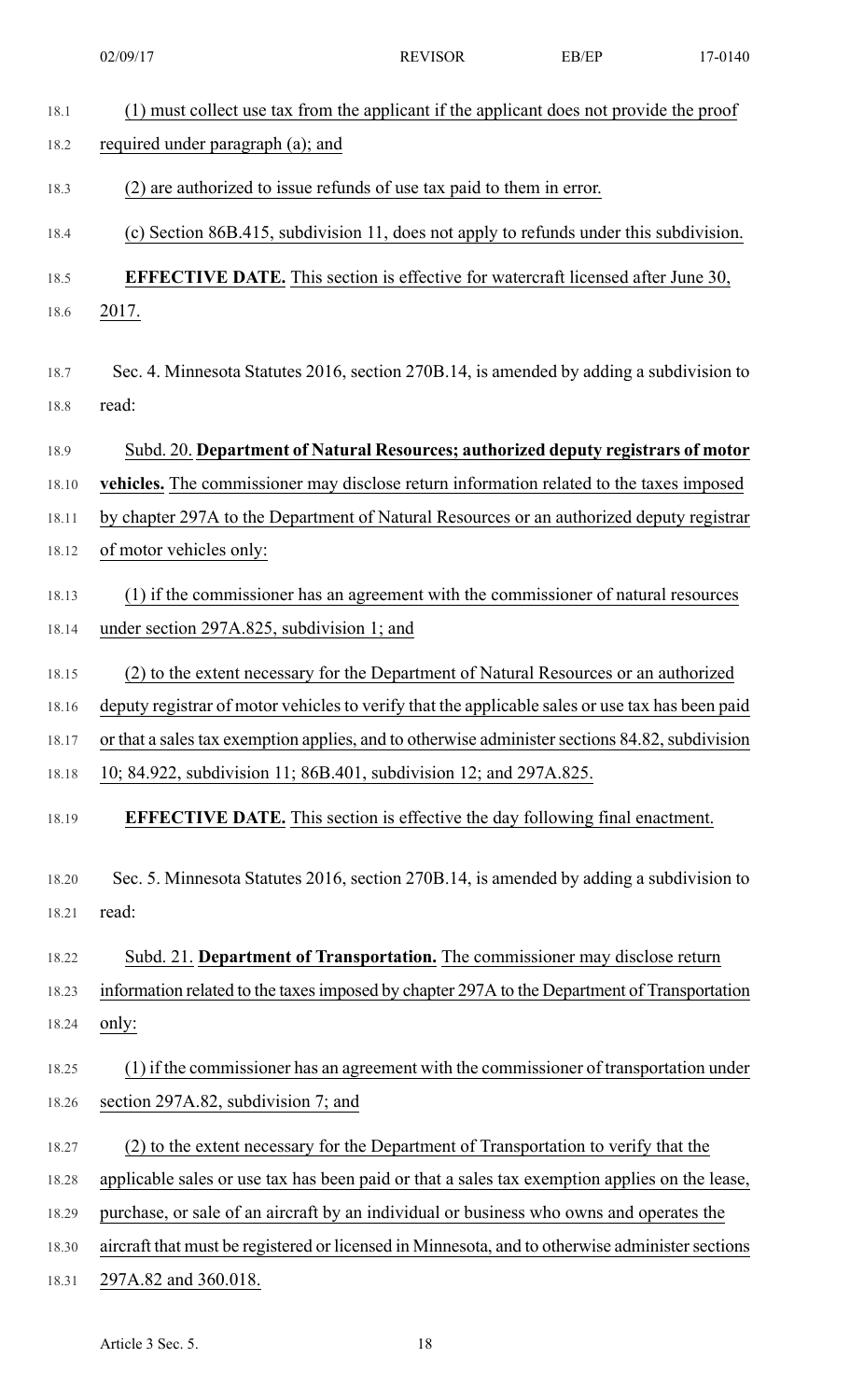(1) must collect use tax from the applicant if the applicant does not provide the proof required under paragraph (a); and

(2) are authorized to issue refunds of use tax paid to them in error.

(c) Section 86B.415, subdivision 11, does not apply to refunds under this subdivision.

**EFFECTIVE DATE.** This section is effective for watercraft licensed after June 30, 2017.

Sec. 4. Minnesota Statutes 2016, section 270B.14, is amended by adding a subdivision to read:

Subd. 20. **Department of Natural Resources; authorized deputy registrars of motor vehicles.** The commissioner may disclose return information related to the taxes imposed by chapter 297A to the Department of Natural Resources or an authorized deputy registrar of motor vehicles only:

(1) if the commissioner has an agreement with the commissioner of natural resources under section 297A.825, subdivision 1; and

(2) to the extent necessary for the Department of Natural Resources or an authorized deputy registrar of motor vehicles to verify that the applicable sales or use tax has been paid or that a sales tax exemption applies, and to otherwise administer sections 84.82, subdivision 10; 84.922, subdivision 11; 86B.401, subdivision 12; and 297A.825.

**EFFECTIVE DATE.** This section is effective the day following final enactment.

Sec. 5. Minnesota Statutes 2016, section 270B.14, is amended by adding a subdivision to read:

Subd. 21. **Department of Transportation.** The commissioner may disclose return information related to the taxes imposed by chapter 297A to the Department of Transportation only:

(1) if the commissioner has an agreement with the commissioner of transportation under section 297A.82, subdivision 7; and

(2) to the extent necessary for the Department of Transportation to verify that the applicable sales or use tax has been paid or that a sales tax exemption applies on the lease, purchase, or sale of an aircraft by an individual or business who owns and operates the aircraft that must be registered or licensed in Minnesota, and to otherwise administer sections 297A.82 and 360.018.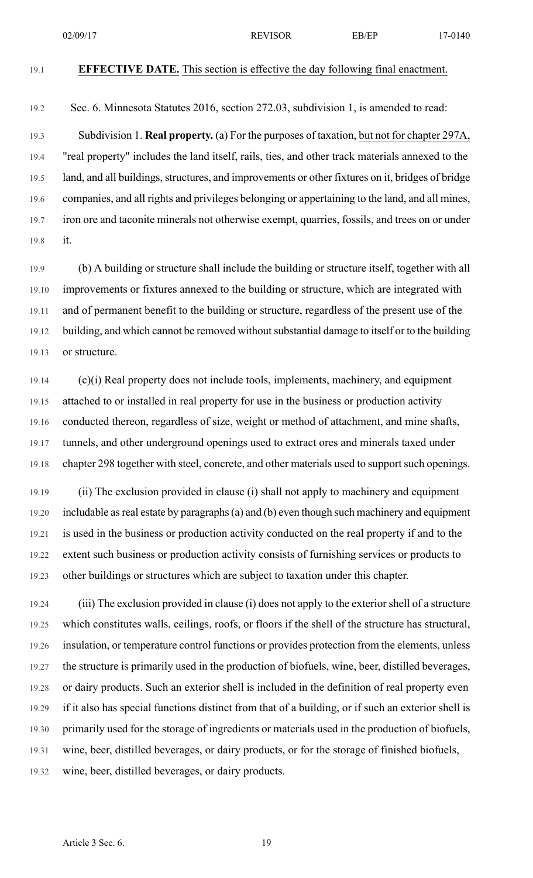**EFFECTIVE DATE.** This section is effective the day following final enactment.

Sec. 6. Minnesota Statutes 2016, section 272.03, subdivision 1, is amended to read:

Subdivision 1. **Real property.** (a) For the purposes of taxation, but not for chapter 297A, "real property" includes the land itself, rails, ties, and other track materials annexed to the land, and all buildings, structures, and improvements or other fixtures on it, bridges of bridge companies, and all rights and privileges belonging or appertaining to the land, and all mines, iron ore and taconite minerals not otherwise exempt, quarries, fossils, and trees on or under it.

(b) A building or structure shall include the building or structure itself, together with all improvements or fixtures annexed to the building or structure, which are integrated with and of permanent benefit to the building or structure, regardless of the present use of the building, and which cannot be removed without substantial damage to itself or to the building or structure.

(c)(i) Real property does not include tools, implements, machinery, and equipment attached to or installed in real property for use in the business or production activity conducted thereon, regardless of size, weight or method of attachment, and mine shafts, tunnels, and other underground openings used to extract ores and minerals taxed under chapter 298 together with steel, concrete, and other materials used to support such openings.

(ii) The exclusion provided in clause (i) shall not apply to machinery and equipment includable as real estate by paragraphs (a) and (b) even though such machinery and equipment is used in the business or production activity conducted on the real property if and to the extent such business or production activity consists of furnishing services or products to other buildings or structures which are subject to taxation under this chapter.

(iii) The exclusion provided in clause (i) does not apply to the exterior shell of a structure which constitutes walls, ceilings, roofs, or floors if the shell of the structure has structural, insulation, or temperature control functions or provides protection from the elements, unless the structure is primarily used in the production of biofuels, wine, beer, distilled beverages, or dairy products. Such an exterior shell is included in the definition of real property even if it also has special functions distinct from that of a building, or if such an exterior shell is primarily used for the storage of ingredients or materials used in the production of biofuels, wine, beer, distilled beverages, or dairy products, or for the storage of finished biofuels, wine, beer, distilled beverages, or dairy products.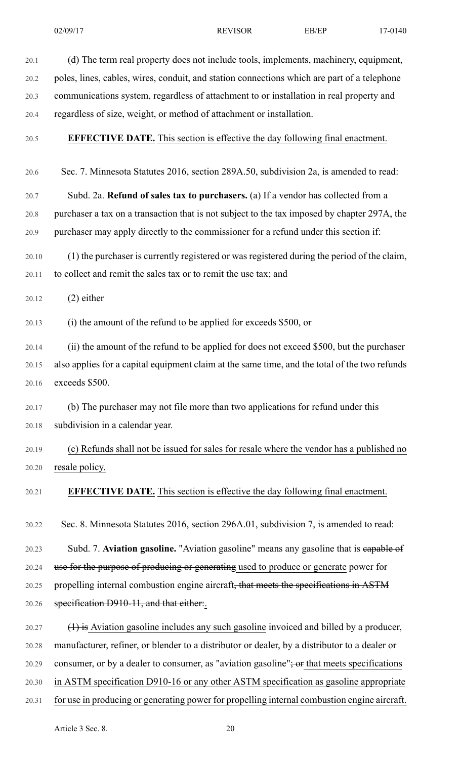(d) The term real property does not include tools, implements, machinery, equipment, poles, lines, cables, wires, conduit, and station connections which are part of a telephone communications system, regardless of attachment to or installation in real property and regardless of size, weight, or method of attachment or installation.

**EFFECTIVE DATE.** This section is effective the day following final enactment.

Sec. 7. Minnesota Statutes 2016, section 289A.50, subdivision 2a, is amended to read:

Subd. 2a. **Refund of sales tax to purchasers.** (a) If a vendor has collected from a purchaser a tax on a transaction that is not subject to the tax imposed by chapter 297A, the purchaser may apply directly to the commissioner for a refund under this section if:

(1) the purchaser is currently registered or was registered during the period of the claim, to collect and remit the sales tax or to remit the use tax; and

(2) either

(i) the amount of the refund to be applied for exceeds $500, or

(ii) the amount of the refund to be applied for does not exceed $500, but the purchaser also applies for a capital equipment claim at the same time, and the total of the two refunds exceeds $500.

(b) The purchaser may not file more than two applications for refund under this subdivision in a calendar year.

(c) Refunds shall not be issued for sales for resale where the vendor has a published no resale policy.

**EFFECTIVE DATE.** This section is effective the day following final enactment.

Sec. 8. Minnesota Statutes 2016, section 296A.01, subdivision 7, is amended to read:

Subd. 7. **Aviation gasoline.** "Aviation gasoline" means any gasoline that is ~~capable of use for the purpose of producing or generating~~ used to produce or generate power for propelling internal combustion engine aircraft~~, that meets the specifications in ASTM specification D910-11, and that either:~~.

~~(1) is~~ Aviation gasoline includes any such gasoline invoiced and billed by a producer, manufacturer, refiner, or blender to a distributor or dealer, by a distributor to a dealer or consumer, or by a dealer to consumer, as "aviation gasoline"~~; or~~ that meets specifications in ASTM specification D910-16 or any other ASTM specification as gasoline appropriate for use in producing or generating power for propelling internal combustion engine aircraft.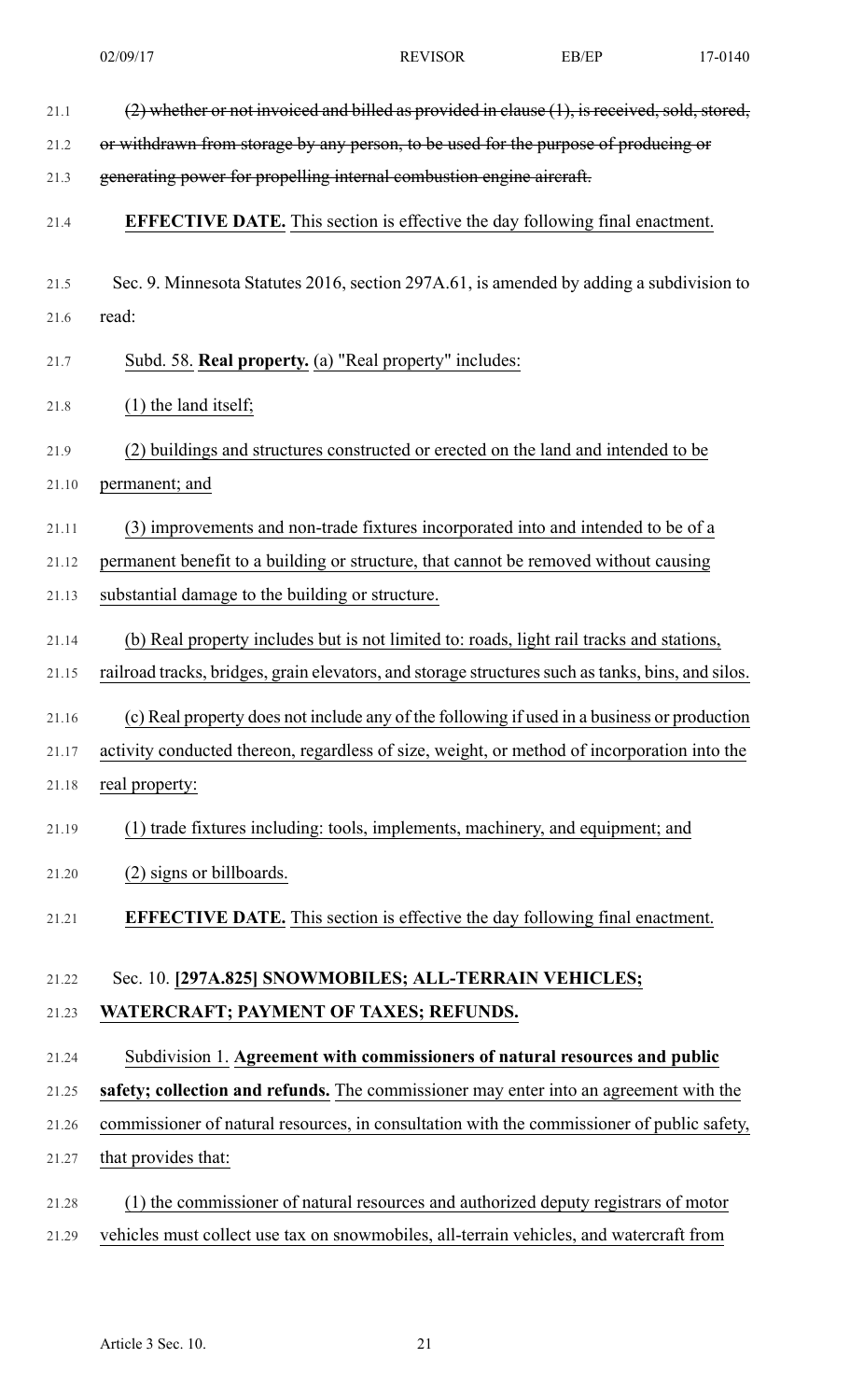~~(2) whether or not invoiced and billed as provided in clause (1), is received, sold, stored, or withdrawn from storage by any person, to be used for the purpose of producing or generating power for propelling internal combustion engine aircraft.~~

**EFFECTIVE DATE.** This section is effective the day following final enactment.

Sec. 9. Minnesota Statutes 2016, section 297A.61, is amended by adding a subdivision to read:

Subd. 58. **Real property.** (a) "Real property" includes:

(1) the land itself;

(2) buildings and structures constructed or erected on the land and intended to be permanent; and

(3) improvements and non-trade fixtures incorporated into and intended to be of a permanent benefit to a building or structure, that cannot be removed without causing substantial damage to the building or structure.

(b) Real property includes but is not limited to: roads, light rail tracks and stations, railroad tracks, bridges, grain elevators, and storage structures such as tanks, bins, and silos.

(c) Real property does not include any of the following if used in a business or production activity conducted thereon, regardless of size, weight, or method of incorporation into the real property:

(1) trade fixtures including: tools, implements, machinery, and equipment; and

(2) signs or billboards.

**EFFECTIVE DATE.** This section is effective the day following final enactment.

Sec. 10. **[297A.825] SNOWMOBILES; ALL-TERRAIN VEHICLES; WATERCRAFT; PAYMENT OF TAXES; REFUNDS.**

Subdivision 1. **Agreement with commissioners of natural resources and public safety; collection and refunds.** The commissioner may enter into an agreement with the commissioner of natural resources, in consultation with the commissioner of public safety, that provides that:

(1) the commissioner of natural resources and authorized deputy registrars of motor vehicles must collect use tax on snowmobiles, all-terrain vehicles, and watercraft from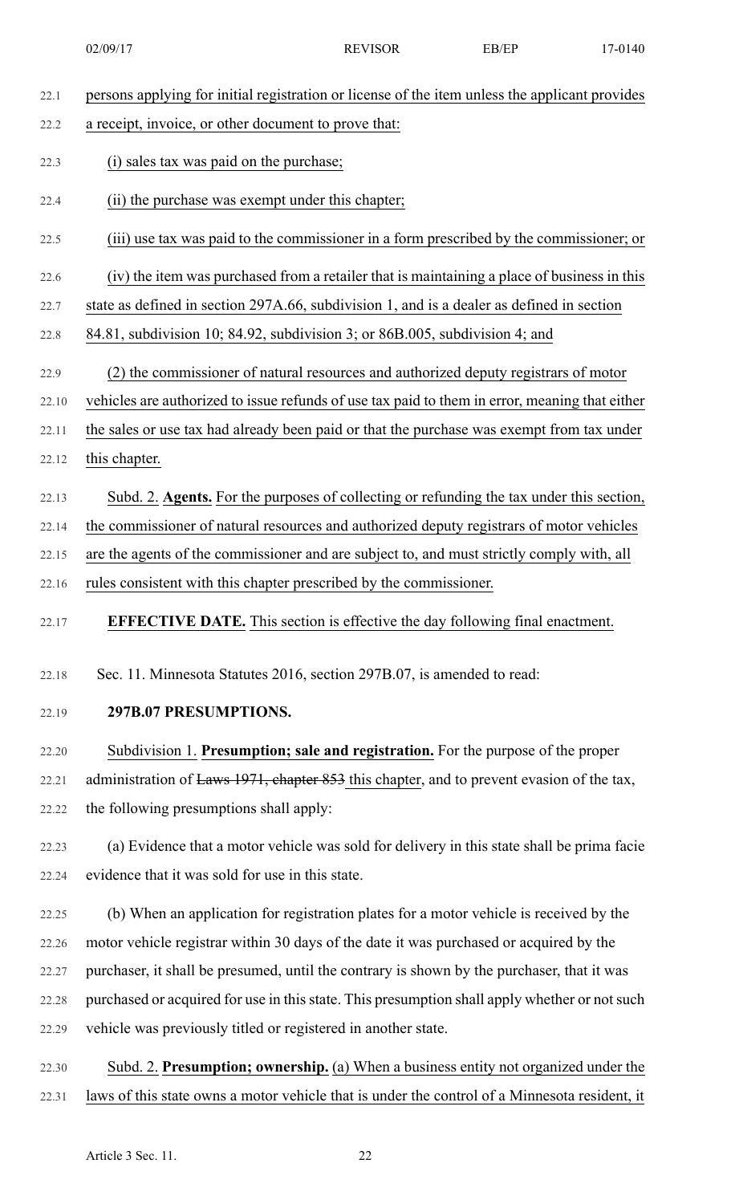persons applying for initial registration or license of the item unless the applicant provides a receipt, invoice, or other document to prove that:

(i) sales tax was paid on the purchase;

(ii) the purchase was exempt under this chapter;

(iii) use tax was paid to the commissioner in a form prescribed by the commissioner; or

(iv) the item was purchased from a retailer that is maintaining a place of business in this state as defined in section 297A.66, subdivision 1, and is a dealer as defined in section 84.81, subdivision 10; 84.92, subdivision 3; or 86B.005, subdivision 4; and

(2) the commissioner of natural resources and authorized deputy registrars of motor vehicles are authorized to issue refunds of use tax paid to them in error, meaning that either the sales or use tax had already been paid or that the purchase was exempt from tax under this chapter.

Subd. 2. **Agents.** For the purposes of collecting or refunding the tax under this section, the commissioner of natural resources and authorized deputy registrars of motor vehicles are the agents of the commissioner and are subject to, and must strictly comply with, all rules consistent with this chapter prescribed by the commissioner.

**EFFECTIVE DATE.** This section is effective the day following final enactment.

Sec. 11. Minnesota Statutes 2016, section 297B.07, is amended to read:

**297B.07 PRESUMPTIONS.**

Subdivision 1. **Presumption; sale and registration.** For the purpose of the proper administration of ~~Laws 1971, chapter 853~~ this chapter, and to prevent evasion of the tax, the following presumptions shall apply:

(a) Evidence that a motor vehicle was sold for delivery in this state shall be prima facie evidence that it was sold for use in this state.

(b) When an application for registration plates for a motor vehicle is received by the motor vehicle registrar within 30 days of the date it was purchased or acquired by the purchaser, it shall be presumed, until the contrary is shown by the purchaser, that it was purchased or acquired for use in this state. This presumption shall apply whether or not such vehicle was previously titled or registered in another state.

Subd. 2. **Presumption; ownership.** (a) When a business entity not organized under the laws of this state owns a motor vehicle that is under the control of a Minnesota resident, it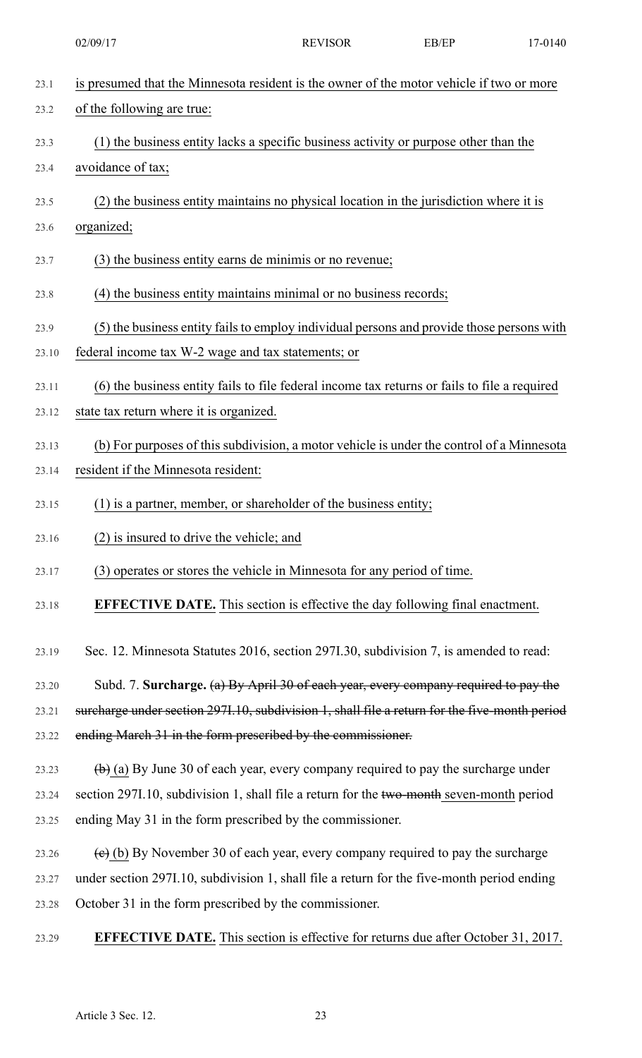is presumed that the Minnesota resident is the owner of the motor vehicle if two or more of the following are true:

(1) the business entity lacks a specific business activity or purpose other than the avoidance of tax;

(2) the business entity maintains no physical location in the jurisdiction where it is organized;

(3) the business entity earns de minimis or no revenue;

(4) the business entity maintains minimal or no business records;

(5) the business entity fails to employ individual persons and provide those persons with federal income tax W-2 wage and tax statements; or

(6) the business entity fails to file federal income tax returns or fails to file a required state tax return where it is organized.

(b) For purposes of this subdivision, a motor vehicle is under the control of a Minnesota resident if the Minnesota resident:

(1) is a partner, member, or shareholder of the business entity;

(2) is insured to drive the vehicle; and

(3) operates or stores the vehicle in Minnesota for any period of time.

**EFFECTIVE DATE.** This section is effective the day following final enactment.

Sec. 12. Minnesota Statutes 2016, section 297I.30, subdivision 7, is amended to read:

Subd. 7. **Surcharge.** ~~(a) By April 30 of each year, every company required to pay the surcharge under section 297I.10, subdivision 1, shall file a return for the five-month period ending March 31 in the form prescribed by the commissioner.~~

~~(b)~~ (a) By June 30 of each year, every company required to pay the surcharge under section 297I.10, subdivision 1, shall file a return for the ~~two-month~~ seven-month period ending May 31 in the form prescribed by the commissioner.

~~(c)~~ (b) By November 30 of each year, every company required to pay the surcharge under section 297I.10, subdivision 1, shall file a return for the five-month period ending October 31 in the form prescribed by the commissioner.

**EFFECTIVE DATE.** This section is effective for returns due after October 31, 2017.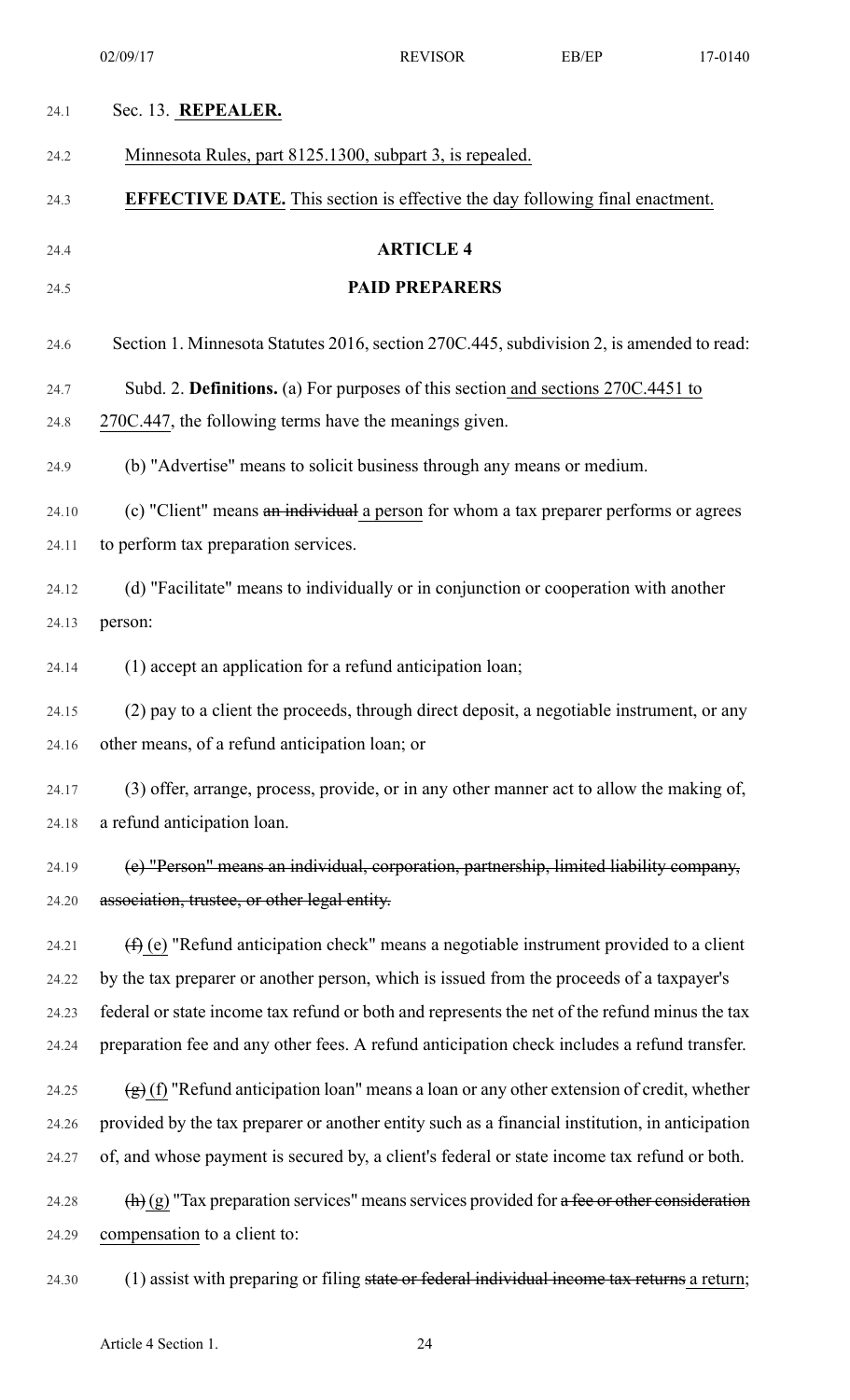Sec. 13. **REPEALER.**

Minnesota Rules, part 8125.1300, subpart 3, is repealed.

**EFFECTIVE DATE.** This section is effective the day following final enactment.

## ARTICLE 4

## PAID PREPARERS

Section 1. Minnesota Statutes 2016, section 270C.445, subdivision 2, is amended to read:

Subd. 2. **Definitions.** (a) For purposes of this section and sections 270C.4451 to 270C.447, the following terms have the meanings given.

(b) "Advertise" means to solicit business through any means or medium.

(c) "Client" means ~~an individual~~ a person for whom a tax preparer performs or agrees to perform tax preparation services.

(d) "Facilitate" means to individually or in conjunction or cooperation with another person:

(1) accept an application for a refund anticipation loan;

(2) pay to a client the proceeds, through direct deposit, a negotiable instrument, or any other means, of a refund anticipation loan; or

(3) offer, arrange, process, provide, or in any other manner act to allow the making of, a refund anticipation loan.

~~(e) "Person" means an individual, corporation, partnership, limited liability company, association, trustee, or other legal entity.~~

~~(f)~~ (e) "Refund anticipation check" means a negotiable instrument provided to a client by the tax preparer or another person, which is issued from the proceeds of a taxpayer's federal or state income tax refund or both and represents the net of the refund minus the tax preparation fee and any other fees. A refund anticipation check includes a refund transfer.

~~(g)~~ (f) "Refund anticipation loan" means a loan or any other extension of credit, whether provided by the tax preparer or another entity such as a financial institution, in anticipation of, and whose payment is secured by, a client's federal or state income tax refund or both.

~~(h)~~ (g) "Tax preparation services" means services provided for ~~a fee or other consideration~~ compensation to a client to:

(1) assist with preparing or filing ~~state or federal individual income tax returns~~ a return;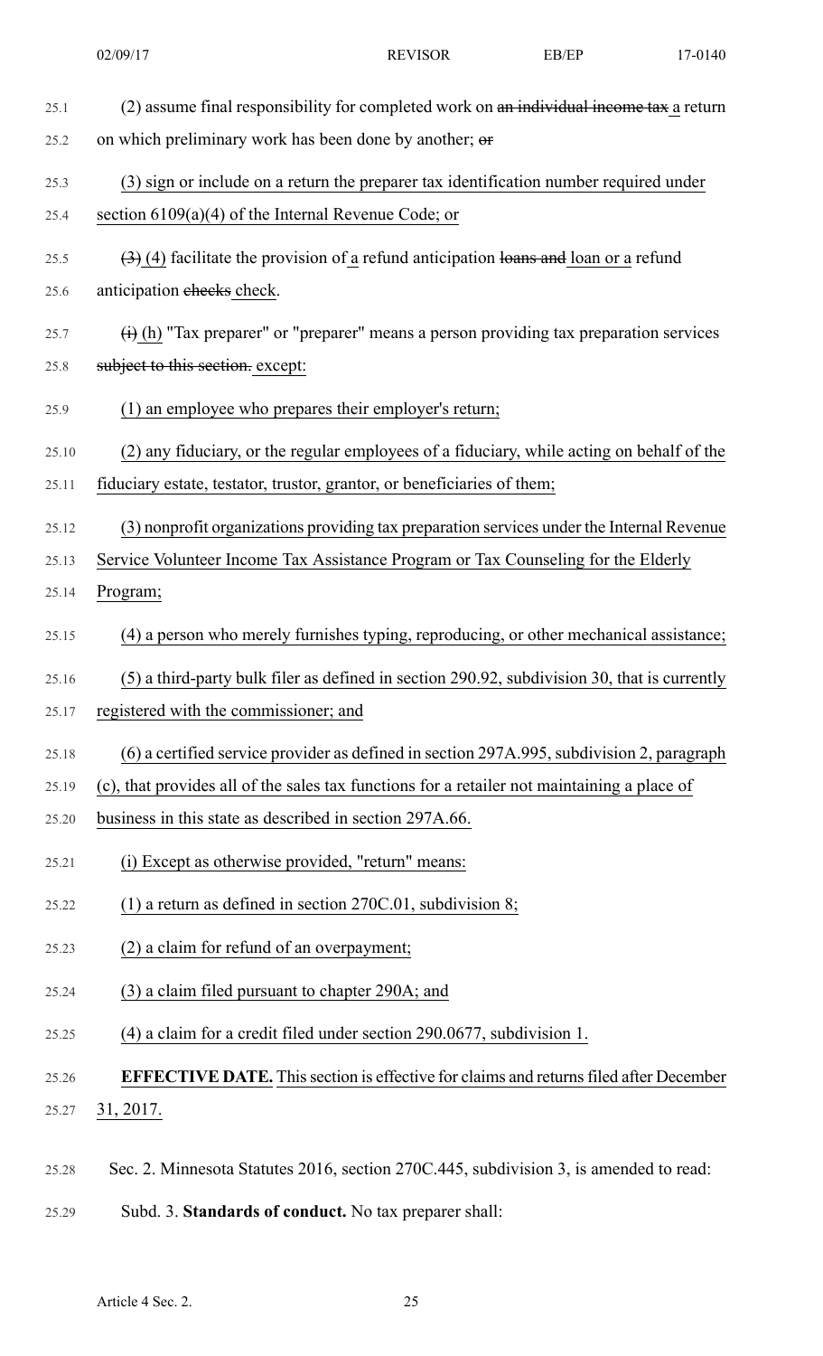(2) assume final responsibility for completed work on ~~an individual income tax~~ a return on which preliminary work has been done by another; ~~or~~

(3) sign or include on a return the preparer tax identification number required under section 6109(a)(4) of the Internal Revenue Code; or

~~(3)~~ (4) facilitate the provision of a refund anticipation ~~loans and~~ loan or a refund anticipation ~~checks~~ check.

~~(i)~~ (h) "Tax preparer" or "preparer" means a person providing tax preparation services ~~subject to this section.~~ except:

(1) an employee who prepares their employer's return;

(2) any fiduciary, or the regular employees of a fiduciary, while acting on behalf of the fiduciary estate, testator, trustor, grantor, or beneficiaries of them;

(3) nonprofit organizations providing tax preparation services under the Internal Revenue Service Volunteer Income Tax Assistance Program or Tax Counseling for the Elderly Program;

(4) a person who merely furnishes typing, reproducing, or other mechanical assistance;

(5) a third-party bulk filer as defined in section 290.92, subdivision 30, that is currently registered with the commissioner; and

(6) a certified service provider as defined in section 297A.995, subdivision 2, paragraph (c), that provides all of the sales tax functions for a retailer not maintaining a place of business in this state as described in section 297A.66.

(i) Except as otherwise provided, "return" means:

(1) a return as defined in section 270C.01, subdivision 8;

(2) a claim for refund of an overpayment;

(3) a claim filed pursuant to chapter 290A; and

(4) a claim for a credit filed under section 290.0677, subdivision 1.

**EFFECTIVE DATE.** This section is effective for claims and returns filed after December 31, 2017.

Sec. 2. Minnesota Statutes 2016, section 270C.445, subdivision 3, is amended to read:

Subd. 3. **Standards of conduct.** No tax preparer shall: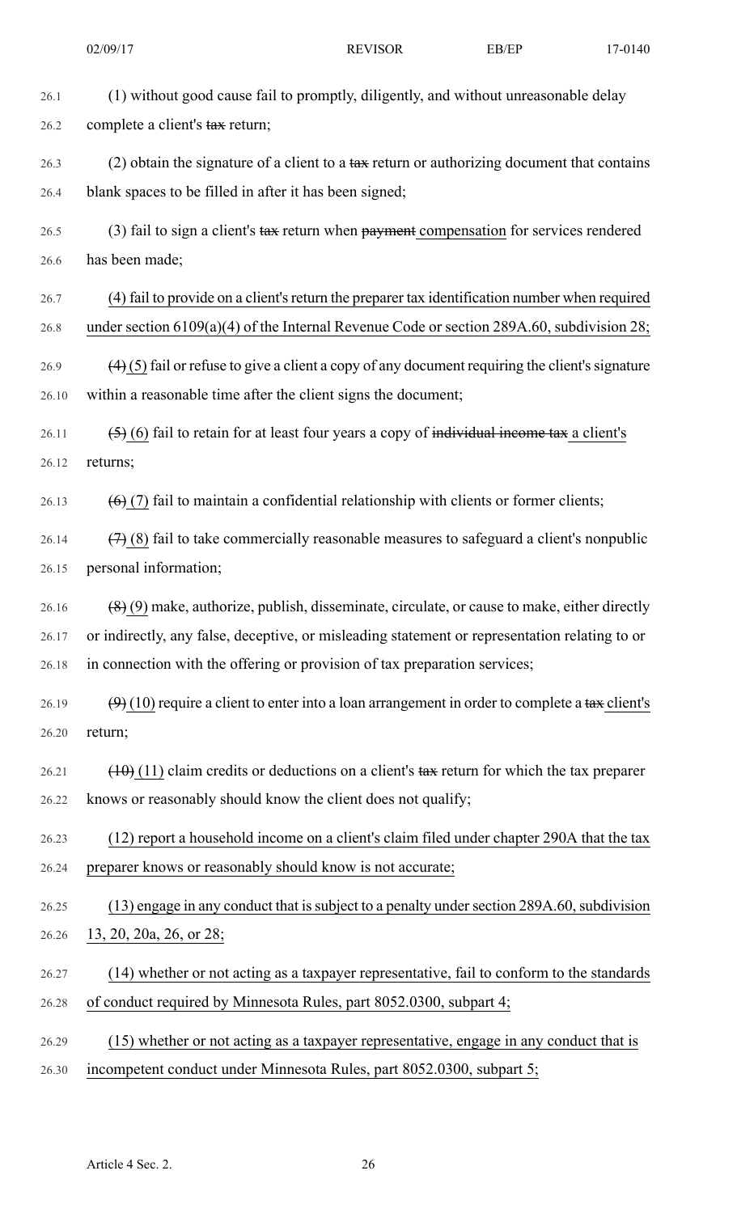(1) without good cause fail to promptly, diligently, and without unreasonable delay complete a client's ~~tax~~ return;

(2) obtain the signature of a client to a ~~tax~~ return or authorizing document that contains blank spaces to be filled in after it has been signed;

(3) fail to sign a client's ~~tax~~ return when ~~payment~~ <u>compensation</u> for services rendered has been made;

<u>(4) fail to provide on a client's return the preparer tax identification number when required under section 6109(a)(4) of the Internal Revenue Code or section 289A.60, subdivision 28;</u>

~~(4)~~ <u>(5)</u> fail or refuse to give a client a copy of any document requiring the client's signature within a reasonable time after the client signs the document;

~~(5)~~ <u>(6)</u> fail to retain for at least four years a copy of ~~individual income tax~~ <u>a client's</u> returns;

~~(6)~~ <u>(7)</u> fail to maintain a confidential relationship with clients or former clients;

~~(7)~~ <u>(8)</u> fail to take commercially reasonable measures to safeguard a client's nonpublic personal information;

~~(8)~~ <u>(9)</u> make, authorize, publish, disseminate, circulate, or cause to make, either directly or indirectly, any false, deceptive, or misleading statement or representation relating to or in connection with the offering or provision of tax preparation services;

~~(9)~~ <u>(10)</u> require a client to enter into a loan arrangement in order to complete a ~~tax~~ <u>client's</u> return;

~~(10)~~ <u>(11)</u> claim credits or deductions on a client's ~~tax~~ return for which the tax preparer knows or reasonably should know the client does not qualify;

<u>(12) report a household income on a client's claim filed under chapter 290A that the tax preparer knows or reasonably should know is not accurate;</u>

<u>(13) engage in any conduct that is subject to a penalty under section 289A.60, subdivision 13, 20, 20a, 26, or 28;</u>

<u>(14) whether or not acting as a taxpayer representative, fail to conform to the standards of conduct required by Minnesota Rules, part 8052.0300, subpart 4;</u>

<u>(15) whether or not acting as a taxpayer representative, engage in any conduct that is incompetent conduct under Minnesota Rules, part 8052.0300, subpart 5;</u>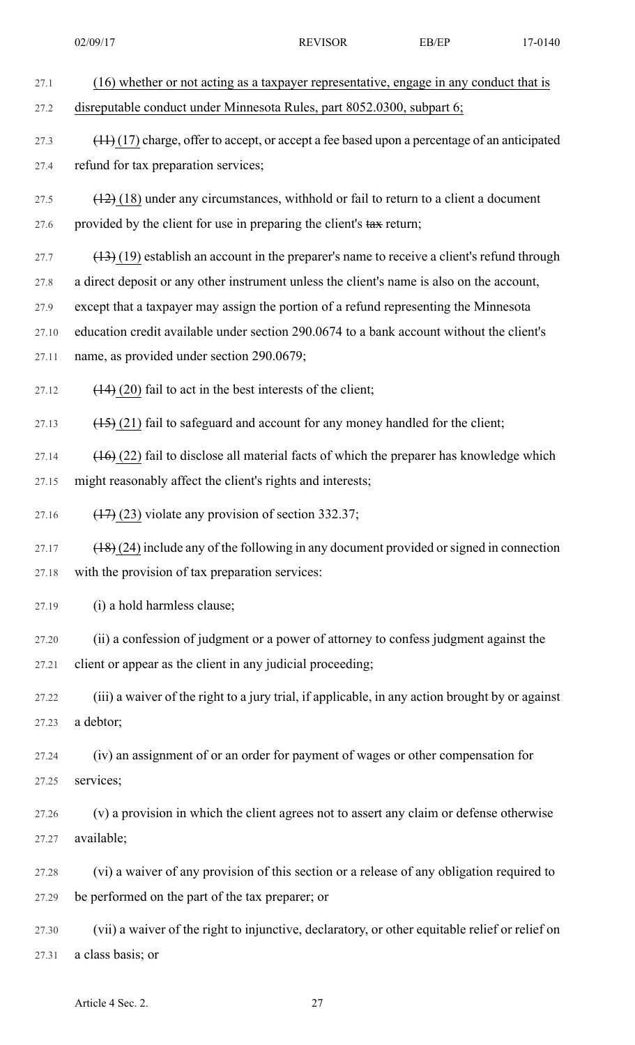(16) whether or not acting as a taxpayer representative, engage in any conduct that is disreputable conduct under Minnesota Rules, part 8052.0300, subpart 6;

~~(11)~~ (17) charge, offer to accept, or accept a fee based upon a percentage of an anticipated refund for tax preparation services;

~~(12)~~ (18) under any circumstances, withhold or fail to return to a client a document provided by the client for use in preparing the client's ~~tax~~ return;

~~(13)~~ (19) establish an account in the preparer's name to receive a client's refund through a direct deposit or any other instrument unless the client's name is also on the account, except that a taxpayer may assign the portion of a refund representing the Minnesota education credit available under section 290.0674 to a bank account without the client's name, as provided under section 290.0679;

~~(14)~~ (20) fail to act in the best interests of the client;

~~(15)~~ (21) fail to safeguard and account for any money handled for the client;

~~(16)~~ (22) fail to disclose all material facts of which the preparer has knowledge which might reasonably affect the client's rights and interests;

~~(17)~~ (23) violate any provision of section 332.37;

~~(18)~~ (24) include any of the following in any document provided or signed in connection with the provision of tax preparation services:

(i) a hold harmless clause;

(ii) a confession of judgment or a power of attorney to confess judgment against the client or appear as the client in any judicial proceeding;

(iii) a waiver of the right to a jury trial, if applicable, in any action brought by or against a debtor;

(iv) an assignment of or an order for payment of wages or other compensation for services;

(v) a provision in which the client agrees not to assert any claim or defense otherwise available;

(vi) a waiver of any provision of this section or a release of any obligation required to be performed on the part of the tax preparer; or

(vii) a waiver of the right to injunctive, declaratory, or other equitable relief or relief on a class basis; or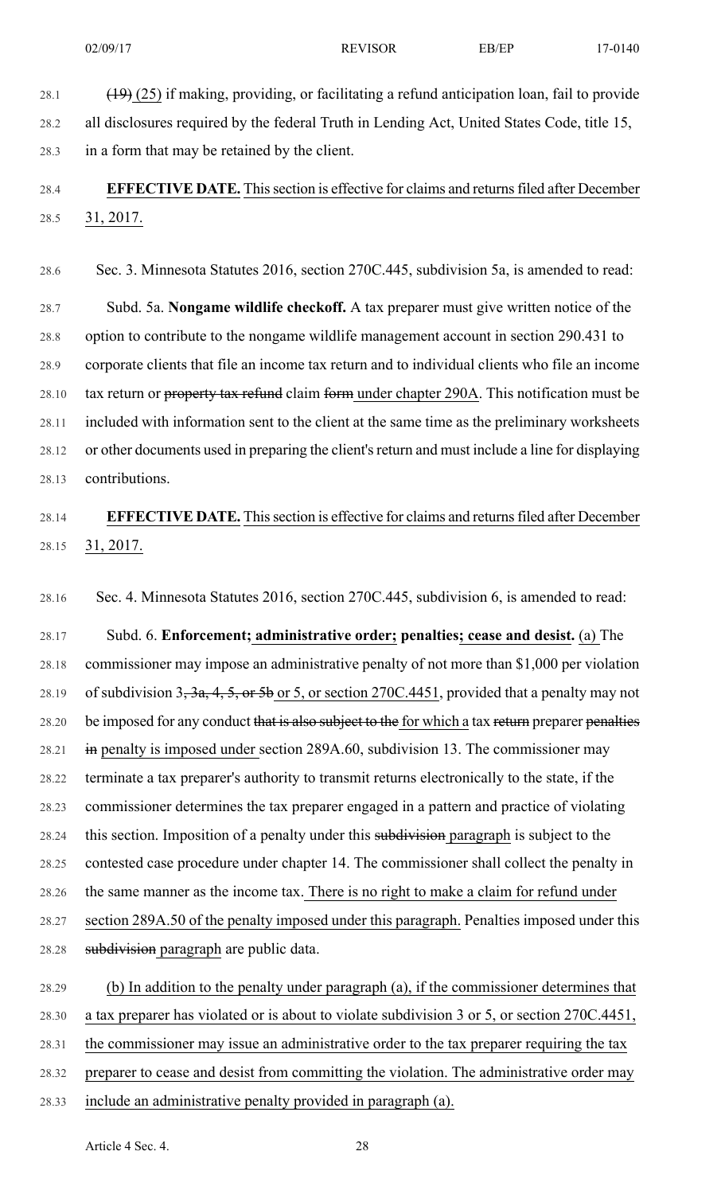(19) (25) if making, providing, or facilitating a refund anticipation loan, fail to provide all disclosures required by the federal Truth in Lending Act, United States Code, title 15, in a form that may be retained by the client.

**EFFECTIVE DATE.** This section is effective for claims and returns filed after December 31, 2017.

Sec. 3. Minnesota Statutes 2016, section 270C.445, subdivision 5a, is amended to read:

Subd. 5a. **Nongame wildlife checkoff.** A tax preparer must give written notice of the option to contribute to the nongame wildlife management account in section 290.431 to corporate clients that file an income tax return and to individual clients who file an income tax return or property tax refund claim form under chapter 290A. This notification must be included with information sent to the client at the same time as the preliminary worksheets or other documents used in preparing the client's return and must include a line for displaying contributions.

**EFFECTIVE DATE.** This section is effective for claims and returns filed after December 31, 2017.

Sec. 4. Minnesota Statutes 2016, section 270C.445, subdivision 6, is amended to read:

Subd. 6. **Enforcement; administrative order; penalties; cease and desist.** (a) The commissioner may impose an administrative penalty of not more than $1,000 per violation of subdivision 3, 3a, 4, 5, or 5b or 5, or section 270C.4451, provided that a penalty may not be imposed for any conduct that is also subject to the for which a tax return preparer penalties in penalty is imposed under section 289A.60, subdivision 13. The commissioner may terminate a tax preparer's authority to transmit returns electronically to the state, if the commissioner determines the tax preparer engaged in a pattern and practice of violating this section. Imposition of a penalty under this subdivision paragraph is subject to the contested case procedure under chapter 14. The commissioner shall collect the penalty in the same manner as the income tax. There is no right to make a claim for refund under section 289A.50 of the penalty imposed under this paragraph. Penalties imposed under this subdivision paragraph are public data.

(b) In addition to the penalty under paragraph (a), if the commissioner determines that a tax preparer has violated or is about to violate subdivision 3 or 5, or section 270C.4451, the commissioner may issue an administrative order to the tax preparer requiring the tax preparer to cease and desist from committing the violation. The administrative order may include an administrative penalty provided in paragraph (a).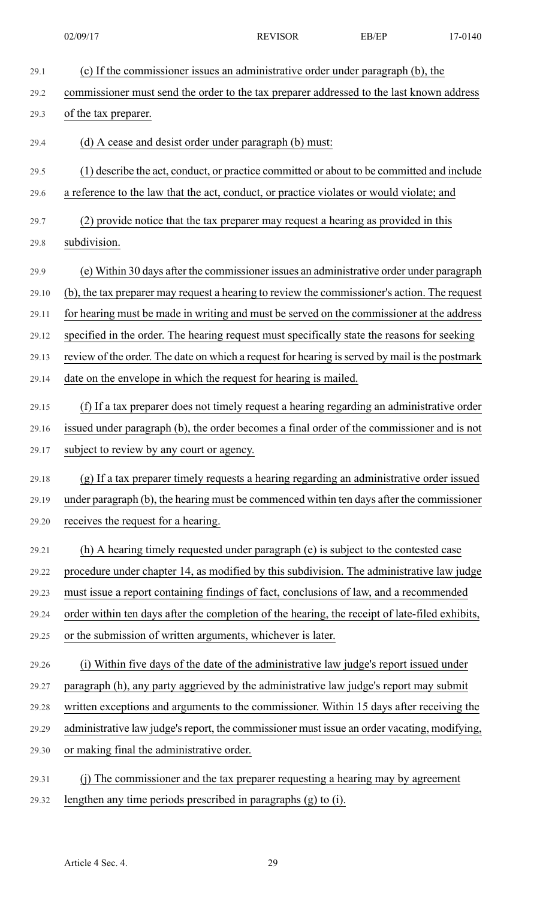(c) If the commissioner issues an administrative order under paragraph (b), the commissioner must send the order to the tax preparer addressed to the last known address of the tax preparer.

(d) A cease and desist order under paragraph (b) must:

(1) describe the act, conduct, or practice committed or about to be committed and include a reference to the law that the act, conduct, or practice violates or would violate; and

(2) provide notice that the tax preparer may request a hearing as provided in this subdivision.

(e) Within 30 days after the commissioner issues an administrative order under paragraph (b), the tax preparer may request a hearing to review the commissioner's action. The request for hearing must be made in writing and must be served on the commissioner at the address specified in the order. The hearing request must specifically state the reasons for seeking review of the order. The date on which a request for hearing is served by mail is the postmark date on the envelope in which the request for hearing is mailed.

(f) If a tax preparer does not timely request a hearing regarding an administrative order issued under paragraph (b), the order becomes a final order of the commissioner and is not subject to review by any court or agency.

(g) If a tax preparer timely requests a hearing regarding an administrative order issued under paragraph (b), the hearing must be commenced within ten days after the commissioner receives the request for a hearing.

(h) A hearing timely requested under paragraph (e) is subject to the contested case procedure under chapter 14, as modified by this subdivision. The administrative law judge must issue a report containing findings of fact, conclusions of law, and a recommended order within ten days after the completion of the hearing, the receipt of late-filed exhibits, or the submission of written arguments, whichever is later.

(i) Within five days of the date of the administrative law judge's report issued under paragraph (h), any party aggrieved by the administrative law judge's report may submit written exceptions and arguments to the commissioner. Within 15 days after receiving the administrative law judge's report, the commissioner must issue an order vacating, modifying, or making final the administrative order.

(j) The commissioner and the tax preparer requesting a hearing may by agreement lengthen any time periods prescribed in paragraphs (g) to (i).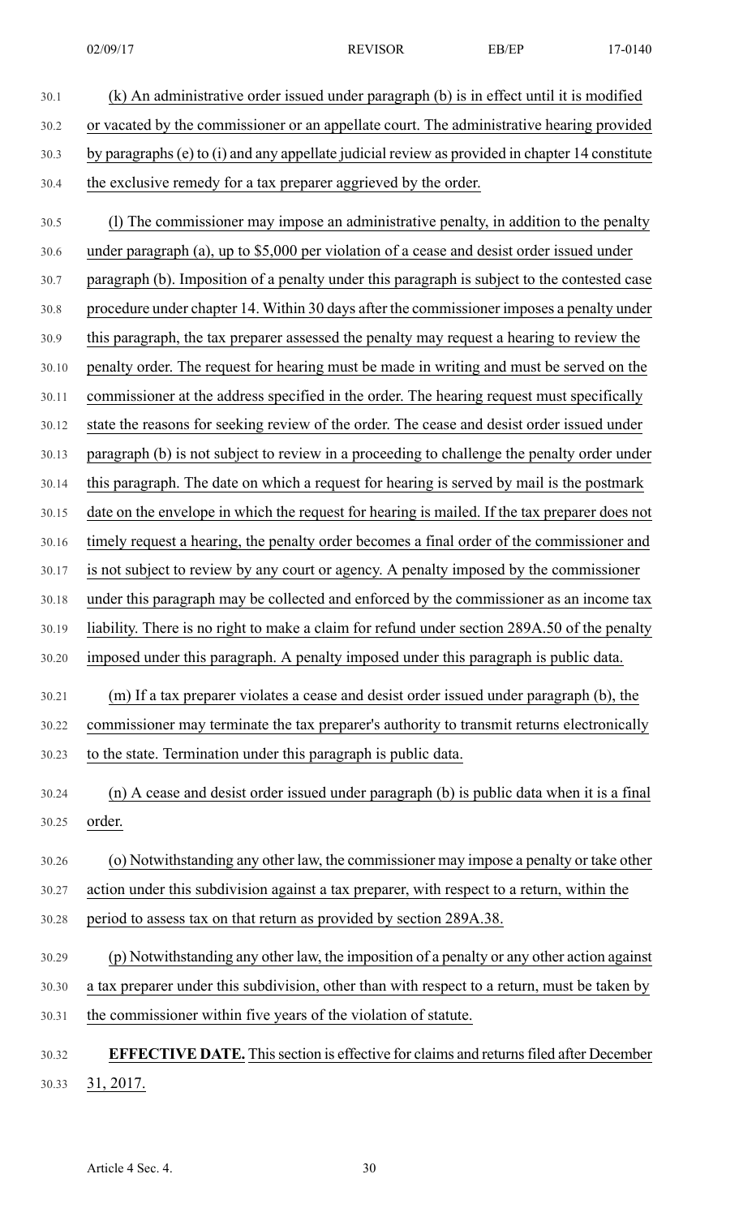(k) An administrative order issued under paragraph (b) is in effect until it is modified or vacated by the commissioner or an appellate court. The administrative hearing provided by paragraphs (e) to (i) and any appellate judicial review as provided in chapter 14 constitute the exclusive remedy for a tax preparer aggrieved by the order.

(l) The commissioner may impose an administrative penalty, in addition to the penalty under paragraph (a), up to $5,000 per violation of a cease and desist order issued under paragraph (b). Imposition of a penalty under this paragraph is subject to the contested case procedure under chapter 14. Within 30 days after the commissioner imposes a penalty under this paragraph, the tax preparer assessed the penalty may request a hearing to review the penalty order. The request for hearing must be made in writing and must be served on the commissioner at the address specified in the order. The hearing request must specifically state the reasons for seeking review of the order. The cease and desist order issued under paragraph (b) is not subject to review in a proceeding to challenge the penalty order under this paragraph. The date on which a request for hearing is served by mail is the postmark date on the envelope in which the request for hearing is mailed. If the tax preparer does not timely request a hearing, the penalty order becomes a final order of the commissioner and is not subject to review by any court or agency. A penalty imposed by the commissioner under this paragraph may be collected and enforced by the commissioner as an income tax liability. There is no right to make a claim for refund under section 289A.50 of the penalty imposed under this paragraph. A penalty imposed under this paragraph is public data.

(m) If a tax preparer violates a cease and desist order issued under paragraph (b), the commissioner may terminate the tax preparer's authority to transmit returns electronically to the state. Termination under this paragraph is public data.

(n) A cease and desist order issued under paragraph (b) is public data when it is a final order.

(o) Notwithstanding any other law, the commissioner may impose a penalty or take other action under this subdivision against a tax preparer, with respect to a return, within the period to assess tax on that return as provided by section 289A.38.

(p) Notwithstanding any other law, the imposition of a penalty or any other action against a tax preparer under this subdivision, other than with respect to a return, must be taken by the commissioner within five years of the violation of statute.

**EFFECTIVE DATE.** This section is effective for claims and returns filed after December 31, 2017.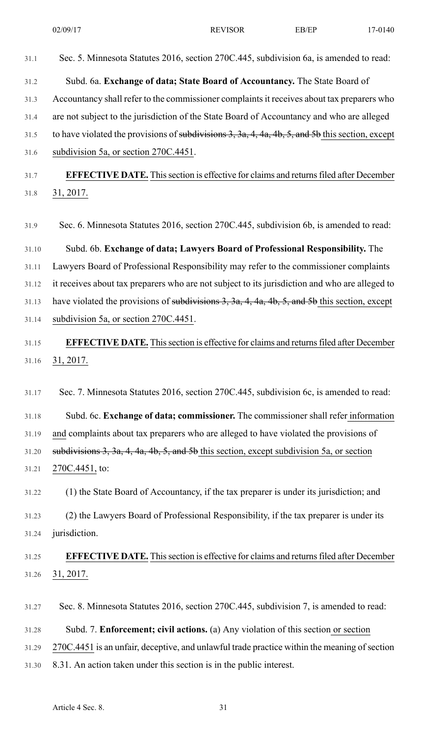Sec. 5. Minnesota Statutes 2016, section 270C.445, subdivision 6a, is amended to read:

Subd. 6a. **Exchange of data; State Board of Accountancy.** The State Board of Accountancy shall refer to the commissioner complaints it receives about tax preparers who are not subject to the jurisdiction of the State Board of Accountancy and who are alleged to have violated the provisions of ~~subdivisions 3, 3a, 4, 4a, 4b, 5, and 5b~~ this section, except subdivision 5a, or section 270C.4451.

**EFFECTIVE DATE.** This section is effective for claims and returns filed after December 31, 2017.

Sec. 6. Minnesota Statutes 2016, section 270C.445, subdivision 6b, is amended to read:

Subd. 6b. **Exchange of data; Lawyers Board of Professional Responsibility.** The Lawyers Board of Professional Responsibility may refer to the commissioner complaints it receives about tax preparers who are not subject to its jurisdiction and who are alleged to have violated the provisions of ~~subdivisions 3, 3a, 4, 4a, 4b, 5, and 5b~~ this section, except subdivision 5a, or section 270C.4451.

**EFFECTIVE DATE.** This section is effective for claims and returns filed after December 31, 2017.

Sec. 7. Minnesota Statutes 2016, section 270C.445, subdivision 6c, is amended to read:

Subd. 6c. **Exchange of data; commissioner.** The commissioner shall refer information and complaints about tax preparers who are alleged to have violated the provisions of ~~subdivisions 3, 3a, 4, 4a, 4b, 5, and 5b~~ this section, except subdivision 5a, or section 270C.4451, to:

(1) the State Board of Accountancy, if the tax preparer is under its jurisdiction; and

(2) the Lawyers Board of Professional Responsibility, if the tax preparer is under its jurisdiction.

**EFFECTIVE DATE.** This section is effective for claims and returns filed after December 31, 2017.

Sec. 8. Minnesota Statutes 2016, section 270C.445, subdivision 7, is amended to read:

Subd. 7. **Enforcement; civil actions.** (a) Any violation of this section or section 270C.4451 is an unfair, deceptive, and unlawful trade practice within the meaning of section 8.31. An action taken under this section is in the public interest.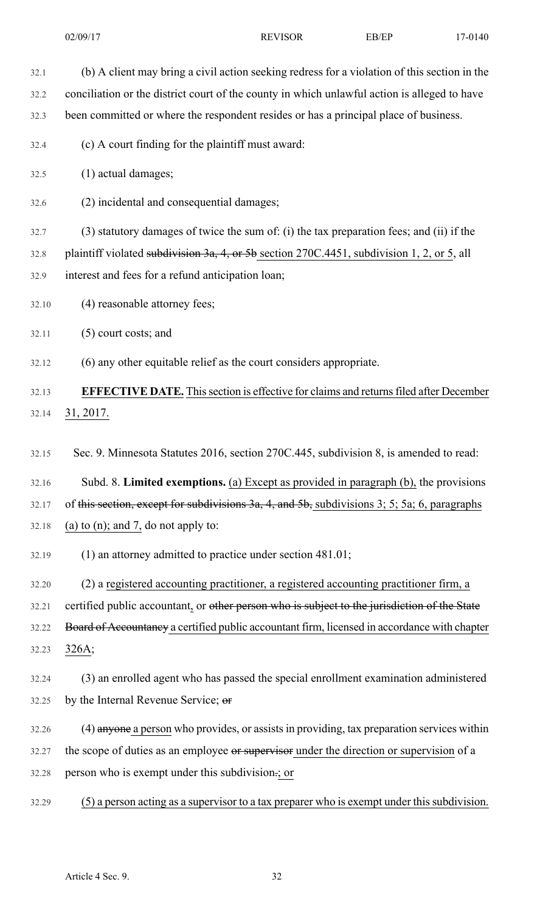(b) A client may bring a civil action seeking redress for a violation of this section in the conciliation or the district court of the county in which unlawful action is alleged to have been committed or where the respondent resides or has a principal place of business.

(c) A court finding for the plaintiff must award:

(1) actual damages;

(2) incidental and consequential damages;

(3) statutory damages of twice the sum of: (i) the tax preparation fees; and (ii) if the plaintiff violated ~~subdivision 3a, 4, or 5b~~ section 270C.4451, subdivision 1, 2, or 5, all interest and fees for a refund anticipation loan;

(4) reasonable attorney fees;

(5) court costs; and

(6) any other equitable relief as the court considers appropriate.

**EFFECTIVE DATE.** This section is effective for claims and returns filed after December 31, 2017.

Sec. 9. Minnesota Statutes 2016, section 270C.445, subdivision 8, is amended to read:

Subd. 8. **Limited exemptions.** (a) Except as provided in paragraph (b), the provisions of ~~this section, except for subdivisions 3a, 4, and 5b,~~ subdivisions 3; 5; 5a; 6, paragraphs (a) to (n); and 7, do not apply to:

(1) an attorney admitted to practice under section 481.01;

(2) a registered accounting practitioner, a registered accounting practitioner firm, a certified public accountant, or ~~other person who is subject to the jurisdiction of the State Board of Accountancy~~ a certified public accountant firm, licensed in accordance with chapter 326A;

(3) an enrolled agent who has passed the special enrollment examination administered by the Internal Revenue Service; ~~or~~

(4) ~~anyone~~ a person who provides, or assists in providing, tax preparation services within the scope of duties as an employee ~~or supervisor~~ under the direction or supervision of a person who is exempt under this subdivision~~.~~; or

(5) a person acting as a supervisor to a tax preparer who is exempt under this subdivision.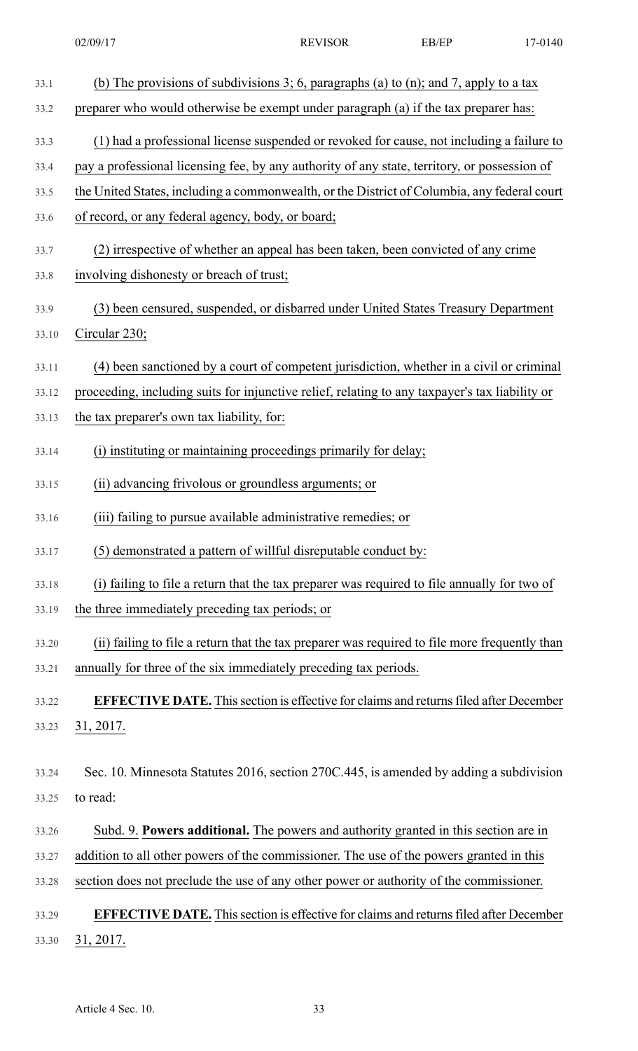(b) The provisions of subdivisions 3; 6, paragraphs (a) to (n); and 7, apply to a tax preparer who would otherwise be exempt under paragraph (a) if the tax preparer has:

(1) had a professional license suspended or revoked for cause, not including a failure to pay a professional licensing fee, by any authority of any state, territory, or possession of the United States, including a commonwealth, or the District of Columbia, any federal court of record, or any federal agency, body, or board;

(2) irrespective of whether an appeal has been taken, been convicted of any crime involving dishonesty or breach of trust;

(3) been censured, suspended, or disbarred under United States Treasury Department Circular 230;

(4) been sanctioned by a court of competent jurisdiction, whether in a civil or criminal proceeding, including suits for injunctive relief, relating to any taxpayer's tax liability or the tax preparer's own tax liability, for:

(i) instituting or maintaining proceedings primarily for delay;

(ii) advancing frivolous or groundless arguments; or

(iii) failing to pursue available administrative remedies; or

(5) demonstrated a pattern of willful disreputable conduct by:

(i) failing to file a return that the tax preparer was required to file annually for two of the three immediately preceding tax periods; or

(ii) failing to file a return that the tax preparer was required to file more frequently than annually for three of the six immediately preceding tax periods.

**EFFECTIVE DATE.** This section is effective for claims and returns filed after December 31, 2017.

Sec. 10. Minnesota Statutes 2016, section 270C.445, is amended by adding a subdivision to read:

Subd. 9. **Powers additional.** The powers and authority granted in this section are in addition to all other powers of the commissioner. The use of the powers granted in this section does not preclude the use of any other power or authority of the commissioner.

**EFFECTIVE DATE.** This section is effective for claims and returns filed after December 31, 2017.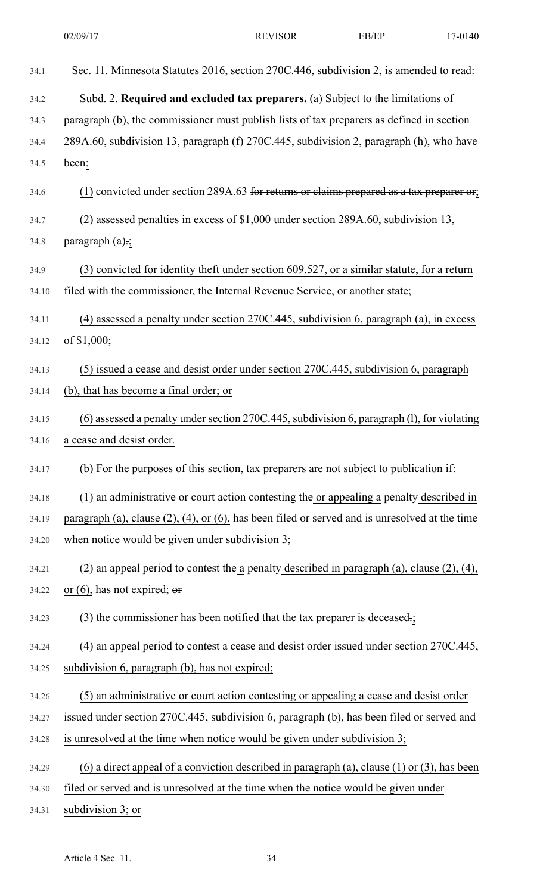34.1 Sec. 11. Minnesota Statutes 2016, section 270C.446, subdivision 2, is amended to read:

34.2 Subd. 2. **Required and excluded tax preparers.** (a) Subject to the limitations of
34.3 paragraph (b), the commissioner must publish lists of tax preparers as defined in section
34.4 ~~289A.60, subdivision 13, paragraph (f)~~ 270C.445, subdivision 2, paragraph (h), who have
34.5 been:

34.6 (1) convicted under section 289A.63 ~~for returns or claims prepared as a tax preparer or~~;

34.7 (2) assessed penalties in excess of $1,000 under section 289A.60, subdivision 13,
34.8 paragraph (a)~~.~~;

34.9 (3) convicted for identity theft under section 609.527, or a similar statute, for a return
34.10 filed with the commissioner, the Internal Revenue Service, or another state;

34.11 (4) assessed a penalty under section 270C.445, subdivision 6, paragraph (a), in excess
34.12 of $1,000;

34.13 (5) issued a cease and desist order under section 270C.445, subdivision 6, paragraph
34.14 (b), that has become a final order; or

34.15 (6) assessed a penalty under section 270C.445, subdivision 6, paragraph (l), for violating
34.16 a cease and desist order.

34.17 (b) For the purposes of this section, tax preparers are not subject to publication if:

34.18 (1) an administrative or court action contesting ~~the~~ or appealing a penalty described in
34.19 paragraph (a), clause (2), (4), or (6), has been filed or served and is unresolved at the time
34.20 when notice would be given under subdivision 3;

34.21 (2) an appeal period to contest ~~the~~ a penalty described in paragraph (a), clause (2), (4),
34.22 or (6), has not expired; ~~or~~

34.23 (3) the commissioner has been notified that the tax preparer is deceased~~.~~;

34.24 (4) an appeal period to contest a cease and desist order issued under section 270C.445,
34.25 subdivision 6, paragraph (b), has not expired;

34.26 (5) an administrative or court action contesting or appealing a cease and desist order
34.27 issued under section 270C.445, subdivision 6, paragraph (b), has been filed or served and
34.28 is unresolved at the time when notice would be given under subdivision 3;

34.29 (6) a direct appeal of a conviction described in paragraph (a), clause (1) or (3), has been
34.30 filed or served and is unresolved at the time when the notice would be given under
34.31 subdivision 3; or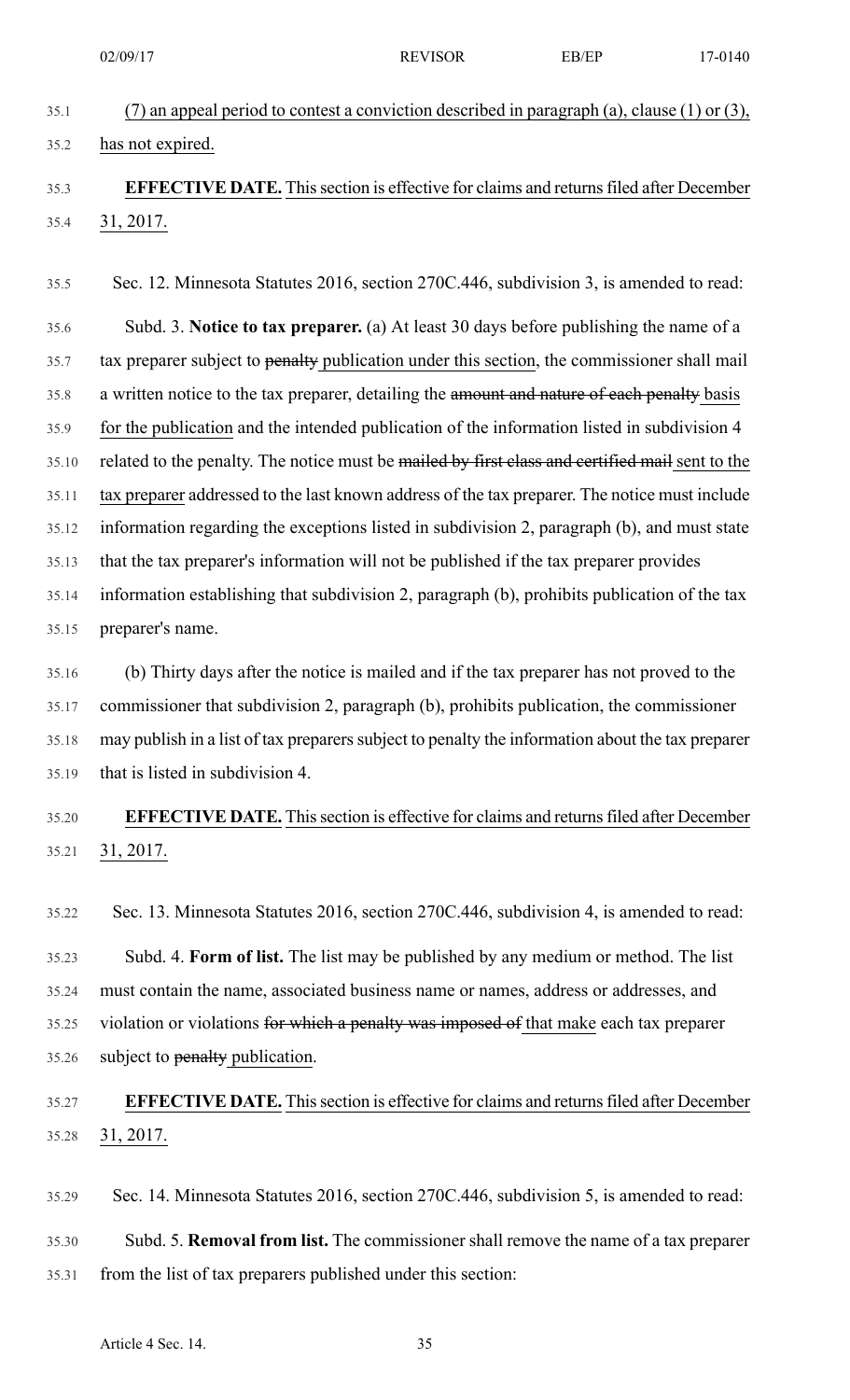(7) an appeal period to contest a conviction described in paragraph (a), clause (1) or (3), has not expired.

**EFFECTIVE DATE.** This section is effective for claims and returns filed after December 31, 2017.

Sec. 12. Minnesota Statutes 2016, section 270C.446, subdivision 3, is amended to read:

Subd. 3. **Notice to tax preparer.** (a) At least 30 days before publishing the name of a tax preparer subject to ~~penalty~~ publication under this section, the commissioner shall mail a written notice to the tax preparer, detailing the ~~amount and nature of each penalty~~ basis for the publication and the intended publication of the information listed in subdivision 4 related to the penalty. The notice must be ~~mailed by first class and certified mail~~ sent to the tax preparer addressed to the last known address of the tax preparer. The notice must include information regarding the exceptions listed in subdivision 2, paragraph (b), and must state that the tax preparer's information will not be published if the tax preparer provides information establishing that subdivision 2, paragraph (b), prohibits publication of the tax preparer's name.

(b) Thirty days after the notice is mailed and if the tax preparer has not proved to the commissioner that subdivision 2, paragraph (b), prohibits publication, the commissioner may publish in a list of tax preparers subject to penalty the information about the tax preparer that is listed in subdivision 4.

**EFFECTIVE DATE.** This section is effective for claims and returns filed after December 31, 2017.

Sec. 13. Minnesota Statutes 2016, section 270C.446, subdivision 4, is amended to read:

Subd. 4. **Form of list.** The list may be published by any medium or method. The list must contain the name, associated business name or names, address or addresses, and violation or violations ~~for which a penalty was imposed of~~ that make each tax preparer subject to ~~penalty~~ publication.

**EFFECTIVE DATE.** This section is effective for claims and returns filed after December 31, 2017.

Sec. 14. Minnesota Statutes 2016, section 270C.446, subdivision 5, is amended to read:

Subd. 5. **Removal from list.** The commissioner shall remove the name of a tax preparer from the list of tax preparers published under this section: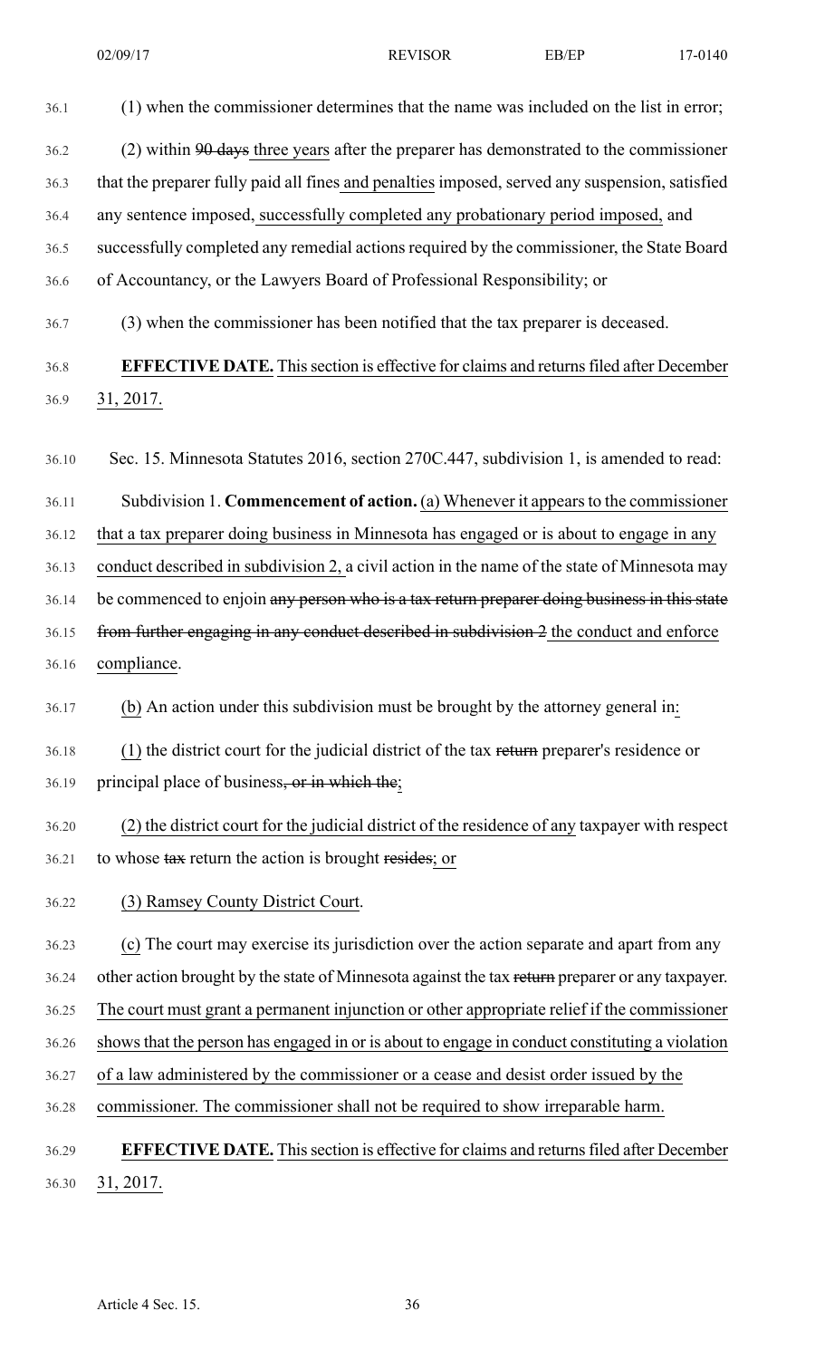(1) when the commissioner determines that the name was included on the list in error;

(2) within ~~90 days~~ three years after the preparer has demonstrated to the commissioner that the preparer fully paid all fines and penalties imposed, served any suspension, satisfied any sentence imposed, successfully completed any probationary period imposed, and successfully completed any remedial actions required by the commissioner, the State Board of Accountancy, or the Lawyers Board of Professional Responsibility; or

(3) when the commissioner has been notified that the tax preparer is deceased.

**EFFECTIVE DATE.** This section is effective for claims and returns filed after December 31, 2017.

Sec. 15. Minnesota Statutes 2016, section 270C.447, subdivision 1, is amended to read:

Subdivision 1. **Commencement of action.** (a) Whenever it appears to the commissioner that a tax preparer doing business in Minnesota has engaged or is about to engage in any conduct described in subdivision 2, a civil action in the name of the state of Minnesota may be commenced to enjoin ~~any person who is a tax return preparer doing business in this state from further engaging in any conduct described in subdivision 2~~ the conduct and enforce compliance.

(b) An action under this subdivision must be brought by the attorney general in:

(1) the district court for the judicial district of the tax ~~return~~ preparer's residence or principal place of business~~, or in which the~~;

(2) the district court for the judicial district of the residence of any taxpayer with respect to whose ~~tax~~ return the action is brought ~~resides~~; or

(3) Ramsey County District Court.

(c) The court may exercise its jurisdiction over the action separate and apart from any other action brought by the state of Minnesota against the tax ~~return~~ preparer or any taxpayer. The court must grant a permanent injunction or other appropriate relief if the commissioner shows that the person has engaged in or is about to engage in conduct constituting a violation of a law administered by the commissioner or a cease and desist order issued by the commissioner. The commissioner shall not be required to show irreparable harm.

**EFFECTIVE DATE.** This section is effective for claims and returns filed after December 31, 2017.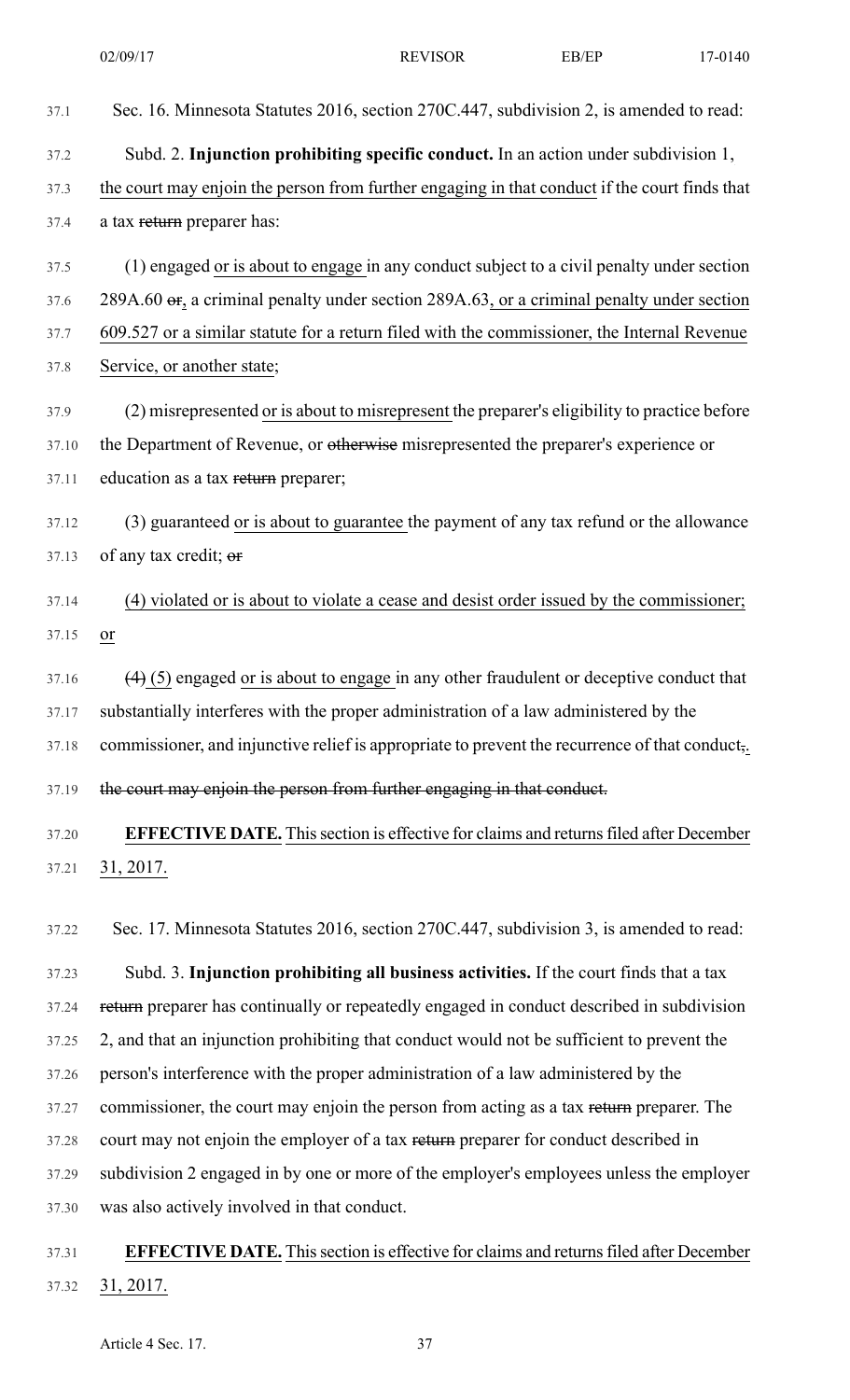Sec. 16. Minnesota Statutes 2016, section 270C.447, subdivision 2, is amended to read:

Subd. 2. **Injunction prohibiting specific conduct.** In an action under subdivision 1, the court may enjoin the person from further engaging in that conduct if the court finds that a tax return preparer has:

(1) engaged or is about to engage in any conduct subject to a civil penalty under section 289A.60 or, a criminal penalty under section 289A.63, or a criminal penalty under section 609.527 or a similar statute for a return filed with the commissioner, the Internal Revenue Service, or another state;

(2) misrepresented or is about to misrepresent the preparer's eligibility to practice before the Department of Revenue, or otherwise misrepresented the preparer's experience or education as a tax return preparer;

(3) guaranteed or is about to guarantee the payment of any tax refund or the allowance of any tax credit; or

(4) violated or is about to violate a cease and desist order issued by the commissioner; or

(4) (5) engaged or is about to engage in any other fraudulent or deceptive conduct that substantially interferes with the proper administration of a law administered by the commissioner, and injunctive relief is appropriate to prevent the recurrence of that conduct,.

the court may enjoin the person from further engaging in that conduct.

**EFFECTIVE DATE.** This section is effective for claims and returns filed after December 31, 2017.

Sec. 17. Minnesota Statutes 2016, section 270C.447, subdivision 3, is amended to read:

Subd. 3. **Injunction prohibiting all business activities.** If the court finds that a tax return preparer has continually or repeatedly engaged in conduct described in subdivision 2, and that an injunction prohibiting that conduct would not be sufficient to prevent the person's interference with the proper administration of a law administered by the commissioner, the court may enjoin the person from acting as a tax return preparer. The court may not enjoin the employer of a tax return preparer for conduct described in subdivision 2 engaged in by one or more of the employer's employees unless the employer was also actively involved in that conduct.

**EFFECTIVE DATE.** This section is effective for claims and returns filed after December 31, 2017.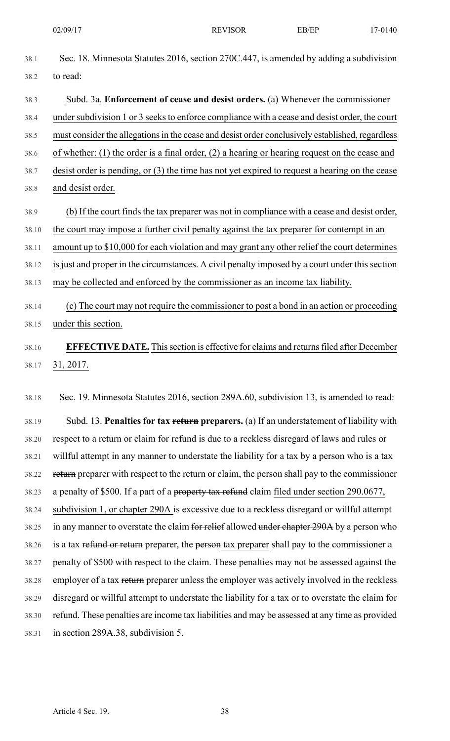Sec. 18. Minnesota Statutes 2016, section 270C.447, is amended by adding a subdivision to read:

Subd. 3a. **Enforcement of cease and desist orders.** (a) Whenever the commissioner under subdivision 1 or 3 seeks to enforce compliance with a cease and desist order, the court must consider the allegations in the cease and desist order conclusively established, regardless of whether: (1) the order is a final order, (2) a hearing or hearing request on the cease and desist order is pending, or (3) the time has not yet expired to request a hearing on the cease and desist order.

(b) If the court finds the tax preparer was not in compliance with a cease and desist order, the court may impose a further civil penalty against the tax preparer for contempt in an amount up to $10,000 for each violation and may grant any other relief the court determines is just and proper in the circumstances. A civil penalty imposed by a court under this section may be collected and enforced by the commissioner as an income tax liability.

(c) The court may not require the commissioner to post a bond in an action or proceeding under this section.

**EFFECTIVE DATE.** This section is effective for claims and returns filed after December 31, 2017.

Sec. 19. Minnesota Statutes 2016, section 289A.60, subdivision 13, is amended to read:

Subd. 13. **Penalties for tax ~~return~~ preparers.** (a) If an understatement of liability with respect to a return or claim for refund is due to a reckless disregard of laws and rules or willful attempt in any manner to understate the liability for a tax by a person who is a tax ~~return~~ preparer with respect to the return or claim, the person shall pay to the commissioner a penalty of $500. If a part of a ~~property tax refund~~ claim filed under section 290.0677, subdivision 1, or chapter 290A is excessive due to a reckless disregard or willful attempt in any manner to overstate the claim ~~for relief~~ allowed ~~under chapter 290A~~ by a person who is a tax ~~refund or return~~ preparer, the ~~person~~ tax preparer shall pay to the commissioner a penalty of $500 with respect to the claim. These penalties may not be assessed against the employer of a tax ~~return~~ preparer unless the employer was actively involved in the reckless disregard or willful attempt to understate the liability for a tax or to overstate the claim for refund. These penalties are income tax liabilities and may be assessed at any time as provided in section 289A.38, subdivision 5.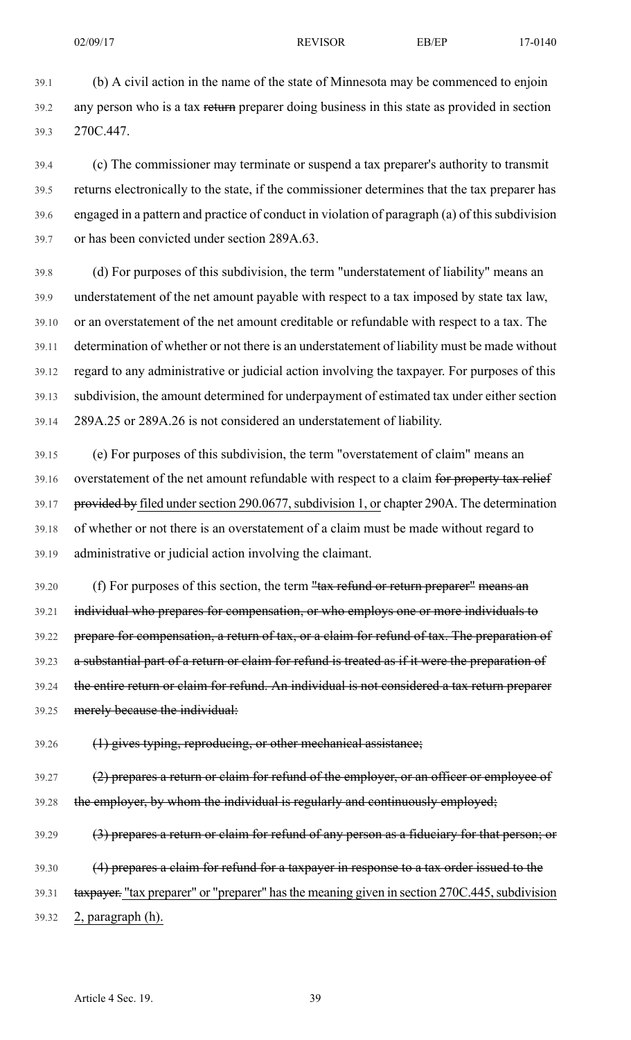39.1 (b) A civil action in the name of the state of Minnesota may be commenced to enjoin
39.2 any person who is a tax ~~return~~ preparer doing business in this state as provided in section
39.3 270C.447.

39.4 (c) The commissioner may terminate or suspend a tax preparer's authority to transmit
39.5 returns electronically to the state, if the commissioner determines that the tax preparer has
39.6 engaged in a pattern and practice of conduct in violation of paragraph (a) of this subdivision
39.7 or has been convicted under section 289A.63.

39.8 (d) For purposes of this subdivision, the term "understatement of liability" means an
39.9 understatement of the net amount payable with respect to a tax imposed by state tax law,
39.10 or an overstatement of the net amount creditable or refundable with respect to a tax. The
39.11 determination of whether or not there is an understatement of liability must be made without
39.12 regard to any administrative or judicial action involving the taxpayer. For purposes of this
39.13 subdivision, the amount determined for underpayment of estimated tax under either section
39.14 289A.25 or 289A.26 is not considered an understatement of liability.

39.15 (e) For purposes of this subdivision, the term "overstatement of claim" means an
39.16 overstatement of the net amount refundable with respect to a claim ~~for property tax relief~~
39.17 ~~provided by~~ filed under section 290.0677, subdivision 1, or chapter 290A. The determination
39.18 of whether or not there is an overstatement of a claim must be made without regard to
39.19 administrative or judicial action involving the claimant.

39.20 (f) For purposes of this section, the term ~~"tax refund or return preparer" means an~~
39.21 ~~individual who prepares for compensation, or who employs one or more individuals to~~
39.22 ~~prepare for compensation, a return of tax, or a claim for refund of tax. The preparation of~~
39.23 ~~a substantial part of a return or claim for refund is treated as if it were the preparation of~~
39.24 ~~the entire return or claim for refund. An individual is not considered a tax return preparer~~
39.25 ~~merely because the individual:~~

39.26 ~~(1) gives typing, reproducing, or other mechanical assistance;~~

39.27 ~~(2) prepares a return or claim for refund of the employer, or an officer or employee of~~
39.28 ~~the employer, by whom the individual is regularly and continuously employed;~~

39.29 ~~(3) prepares a return or claim for refund of any person as a fiduciary for that person; or~~

39.30 ~~(4) prepares a claim for refund for a taxpayer in response to a tax order issued to the~~
39.31 ~~taxpayer.~~ "tax preparer" or "preparer" has the meaning given in section 270C.445, subdivision
39.32 2, paragraph (h).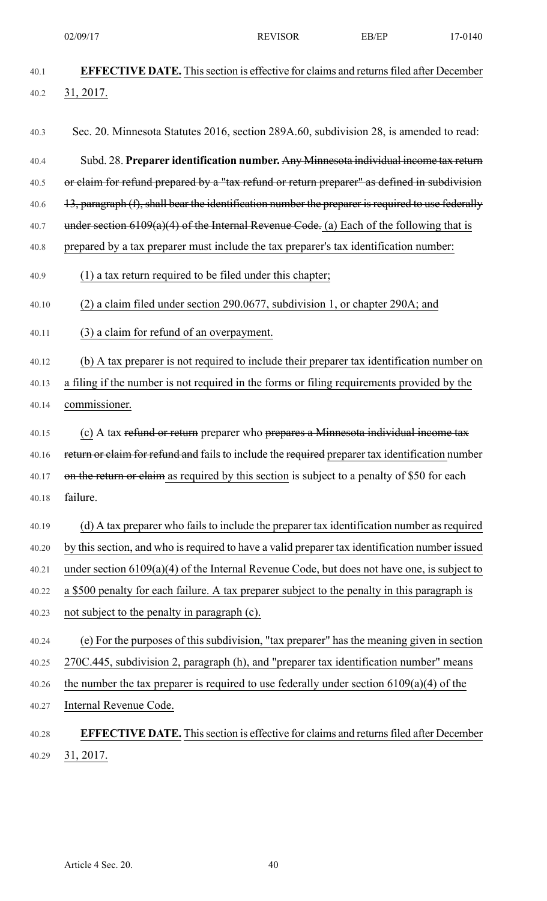**EFFECTIVE DATE.** This section is effective for claims and returns filed after December 31, 2017.

Sec. 20. Minnesota Statutes 2016, section 289A.60, subdivision 28, is amended to read:

Subd. 28. **Preparer identification number.** ~~Any Minnesota individual income tax return or claim for refund prepared by a "tax refund or return preparer" as defined in subdivision 13, paragraph (f), shall bear the identification number the preparer is required to use federally under section 6109(a)(4) of the Internal Revenue Code.~~ (a) Each of the following that is prepared by a tax preparer must include the tax preparer's tax identification number:

(1) a tax return required to be filed under this chapter;

(2) a claim filed under section 290.0677, subdivision 1, or chapter 290A; and

(3) a claim for refund of an overpayment.

(b) A tax preparer is not required to include their preparer tax identification number on a filing if the number is not required in the forms or filing requirements provided by the commissioner.

(c) A tax ~~refund or return~~ preparer who ~~prepares a Minnesota individual income tax return or claim for refund and~~ fails to include the ~~required~~ preparer tax identification number ~~on the return or claim~~ as required by this section is subject to a penalty of $50 for each failure.

(d) A tax preparer who fails to include the preparer tax identification number as required by this section, and who is required to have a valid preparer tax identification number issued under section 6109(a)(4) of the Internal Revenue Code, but does not have one, is subject to a $500 penalty for each failure. A tax preparer subject to the penalty in this paragraph is not subject to the penalty in paragraph (c).

(e) For the purposes of this subdivision, "tax preparer" has the meaning given in section 270C.445, subdivision 2, paragraph (h), and "preparer tax identification number" means the number the tax preparer is required to use federally under section 6109(a)(4) of the Internal Revenue Code.

**EFFECTIVE DATE.** This section is effective for claims and returns filed after December 31, 2017.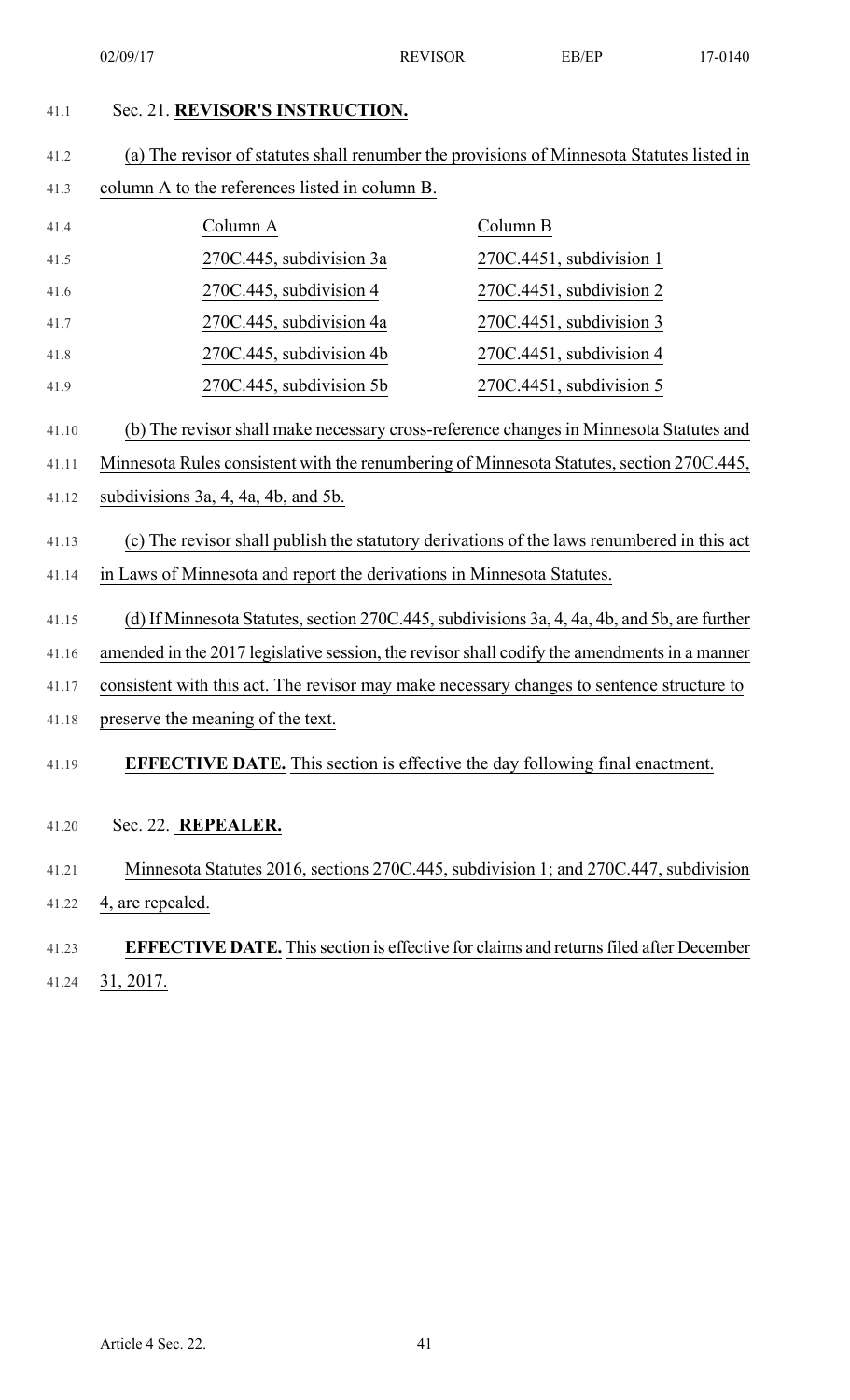Sec. 21. **REVISOR'S INSTRUCTION.**

(a) The revisor of statutes shall renumber the provisions of Minnesota Statutes listed in column A to the references listed in column B.

| Column A | Column B |
|---|---|
| 270C.445, subdivision 3a | 270C.4451, subdivision 1 |
| 270C.445, subdivision 4 | 270C.4451, subdivision 2 |
| 270C.445, subdivision 4a | 270C.4451, subdivision 3 |
| 270C.445, subdivision 4b | 270C.4451, subdivision 4 |
| 270C.445, subdivision 5b | 270C.4451, subdivision 5 |

(b) The revisor shall make necessary cross-reference changes in Minnesota Statutes and Minnesota Rules consistent with the renumbering of Minnesota Statutes, section 270C.445, subdivisions 3a, 4, 4a, 4b, and 5b.

(c) The revisor shall publish the statutory derivations of the laws renumbered in this act in Laws of Minnesota and report the derivations in Minnesota Statutes.

(d) If Minnesota Statutes, section 270C.445, subdivisions 3a, 4, 4a, 4b, and 5b, are further amended in the 2017 legislative session, the revisor shall codify the amendments in a manner consistent with this act. The revisor may make necessary changes to sentence structure to preserve the meaning of the text.

**EFFECTIVE DATE.** This section is effective the day following final enactment.

Sec. 22. **REPEALER.**

Minnesota Statutes 2016, sections 270C.445, subdivision 1; and 270C.447, subdivision 4, are repealed.

**EFFECTIVE DATE.** This section is effective for claims and returns filed after December 31, 2017.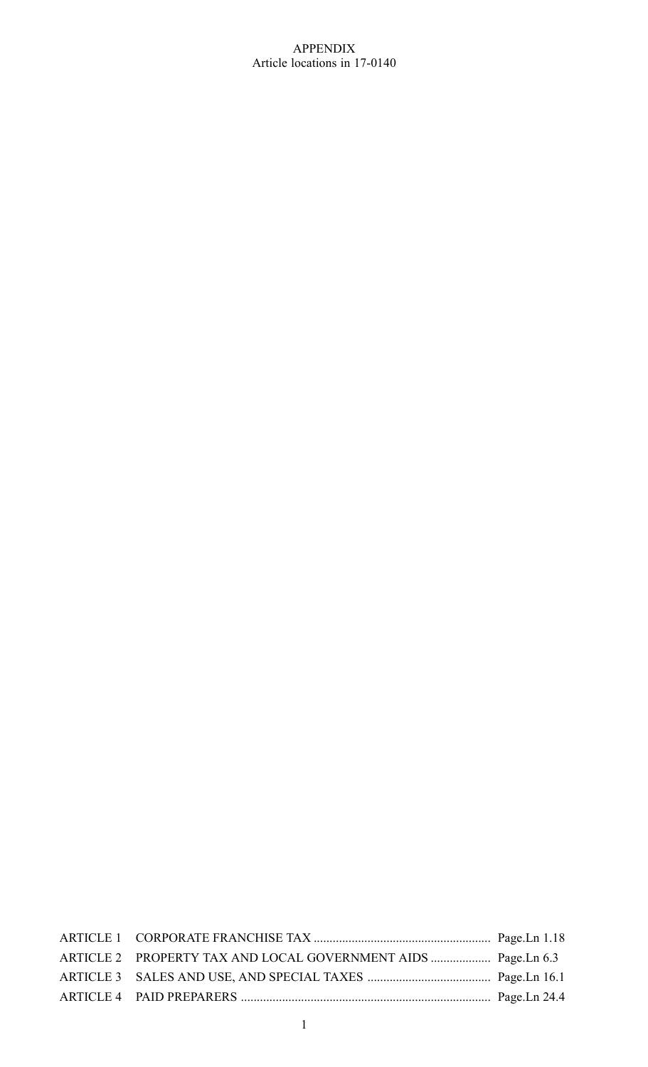# APPENDIX

Article locations in 17-0140

| | | |
|---|---|---|
| ARTICLE 1 | CORPORATE FRANCHISE TAX | Page.Ln 1.18 |
| ARTICLE 2 | PROPERTY TAX AND LOCAL GOVERNMENT AIDS | Page.Ln 6.3 |
| ARTICLE 3 | SALES AND USE, AND SPECIAL TAXES | Page.Ln 16.1 |
| ARTICLE 4 | PAID PREPARERS | Page.Ln 24.4 |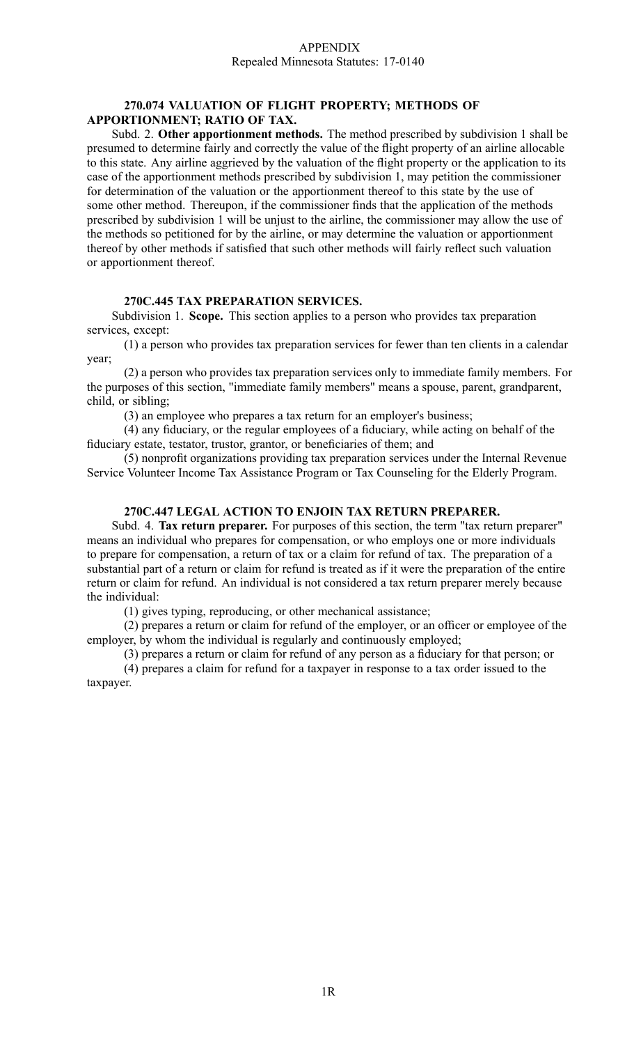APPENDIX
Repealed Minnesota Statutes: 17-0140

**270.074 VALUATION OF FLIGHT PROPERTY; METHODS OF APPORTIONMENT; RATIO OF TAX.**

Subd. 2. **Other apportionment methods.** The method prescribed by subdivision 1 shall be presumed to determine fairly and correctly the value of the flight property of an airline allocable to this state. Any airline aggrieved by the valuation of the flight property or the application to its case of the apportionment methods prescribed by subdivision 1, may petition the commissioner for determination of the valuation or the apportionment thereof to this state by the use of some other method. Thereupon, if the commissioner finds that the application of the methods prescribed by subdivision 1 will be unjust to the airline, the commissioner may allow the use of the methods so petitioned for by the airline, or may determine the valuation or apportionment thereof by other methods if satisfied that such other methods will fairly reflect such valuation or apportionment thereof.

**270C.445 TAX PREPARATION SERVICES.**

Subdivision 1. **Scope.** This section applies to a person who provides tax preparation services, except:

(1) a person who provides tax preparation services for fewer than ten clients in a calendar year;

(2) a person who provides tax preparation services only to immediate family members. For the purposes of this section, "immediate family members" means a spouse, parent, grandparent, child, or sibling;

(3) an employee who prepares a tax return for an employer's business;

(4) any fiduciary, or the regular employees of a fiduciary, while acting on behalf of the fiduciary estate, testator, trustor, grantor, or beneficiaries of them; and

(5) nonprofit organizations providing tax preparation services under the Internal Revenue Service Volunteer Income Tax Assistance Program or Tax Counseling for the Elderly Program.

**270C.447 LEGAL ACTION TO ENJOIN TAX RETURN PREPARER.**

Subd. 4. **Tax return preparer.** For purposes of this section, the term "tax return preparer" means an individual who prepares for compensation, or who employs one or more individuals to prepare for compensation, a return of tax or a claim for refund of tax. The preparation of a substantial part of a return or claim for refund is treated as if it were the preparation of the entire return or claim for refund. An individual is not considered a tax return preparer merely because the individual:

(1) gives typing, reproducing, or other mechanical assistance;

(2) prepares a return or claim for refund of the employer, or an officer or employee of the employer, by whom the individual is regularly and continuously employed;

(3) prepares a return or claim for refund of any person as a fiduciary for that person; or

(4) prepares a claim for refund for a taxpayer in response to a tax order issued to the taxpayer.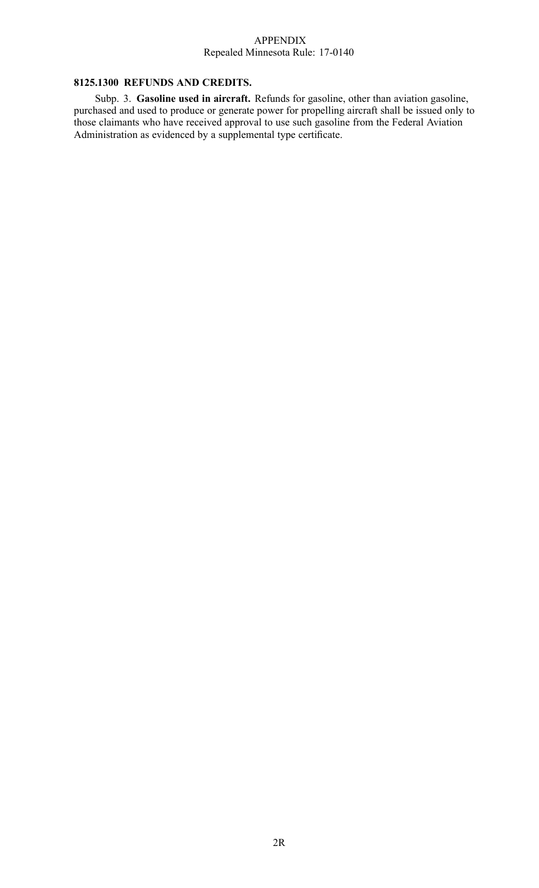APPENDIX
Repealed Minnesota Rule: 17-0140

**8125.1300 REFUNDS AND CREDITS.**

Subp. 3. **Gasoline used in aircraft.** Refunds for gasoline, other than aviation gasoline, purchased and used to produce or generate power for propelling aircraft shall be issued only to those claimants who have received approval to use such gasoline from the Federal Aviation Administration as evidenced by a supplemental type certificate.